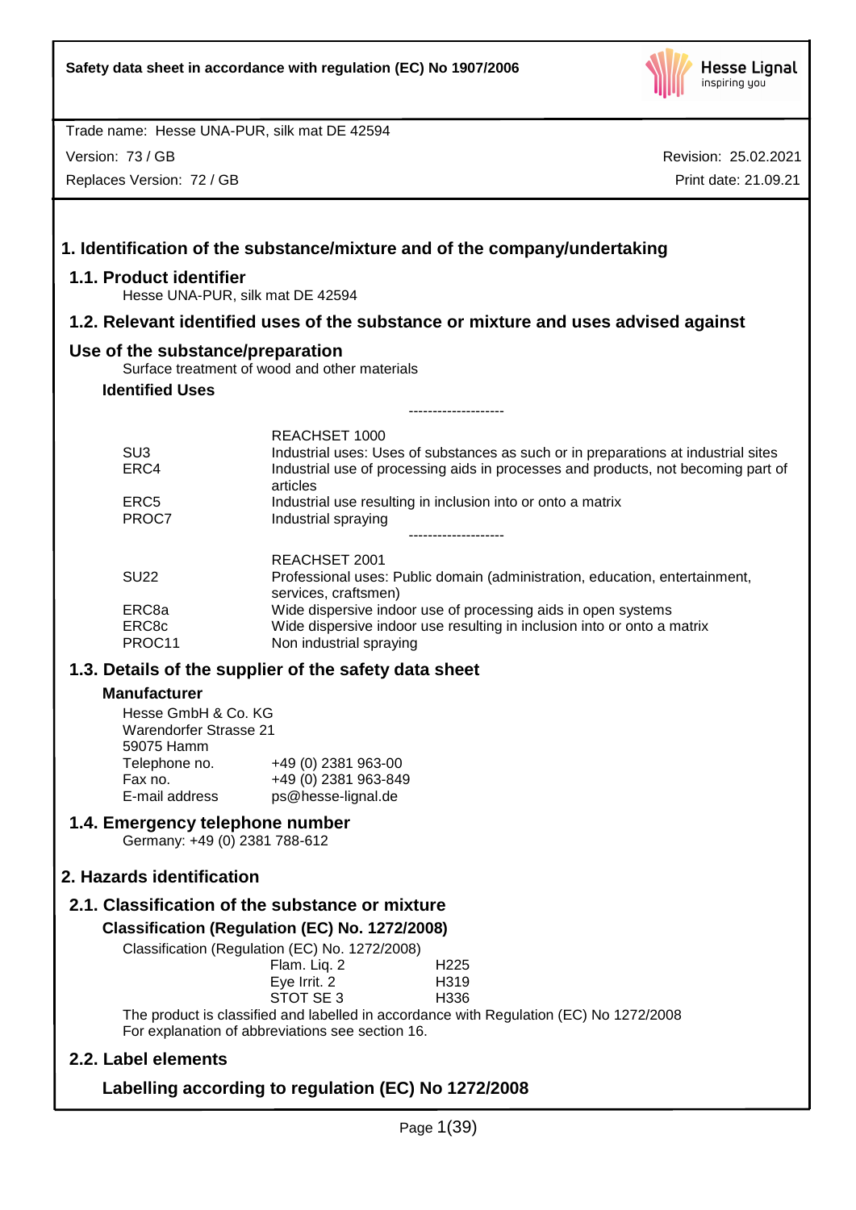Trade name: Hesse UNA-PUR, silk mat DE 42594

Version: 73 / GB | Revision: 25.02.2021

Replaces Version: 72 / GB | Print date: 21.09.21

# 1. Identification of the substance/mixture and of the company/undertaking

## 1.1. Product identifier

Hesse UNA-PUR, silk mat DE 42594

## 1.2. Relevant identified uses of the substance or mixture and uses advised against

## Use of the substance/preparation

Surface treatment of wood and other materials

### Identified Uses

--------------------

| | REACHSET 1000 |
|---|---|
| SU3 | Industrial uses: Uses of substances as such or in preparations at industrial sites |
| ERC4 | Industrial use of processing aids in processes and products, not becoming part of articles |
| ERC5 | Industrial use resulting in inclusion into or onto a matrix |
| PROC7 | Industrial spraying |

--------------------

| | REACHSET 2001 |
|---|---|
| SU22 | Professional uses: Public domain (administration, education, entertainment, services, craftsmen) |
| ERC8a | Wide dispersive indoor use of processing aids in open systems |
| ERC8c | Wide dispersive indoor use resulting in inclusion into or onto a matrix |
| PROC11 | Non industrial spraying |

## 1.3. Details of the supplier of the safety data sheet

### Manufacturer

Hesse GmbH & Co. KG
Warendorfer Strasse 21
59075 Hamm

| | |
|---|---|
| Telephone no. | +49 (0) 2381 963-00 |
| Fax no. | +49 (0) 2381 963-849 |
| E-mail address | ps@hesse-lignal.de |

## 1.4. Emergency telephone number

Germany: +49 (0) 2381 788-612

# 2. Hazards identification

## 2.1. Classification of the substance or mixture

### Classification (Regulation (EC) No. 1272/2008)

Classification (Regulation (EC) No. 1272/2008)

| | |
|---|---|
| Flam. Liq. 2 | H225 |
| Eye Irrit. 2 | H319 |
| STOT SE 3 | H336 |

The product is classified and labelled in accordance with Regulation (EC) No 1272/2008
For explanation of abbreviations see section 16.

## 2.2. Label elements

### Labelling according to regulation (EC) No 1272/2008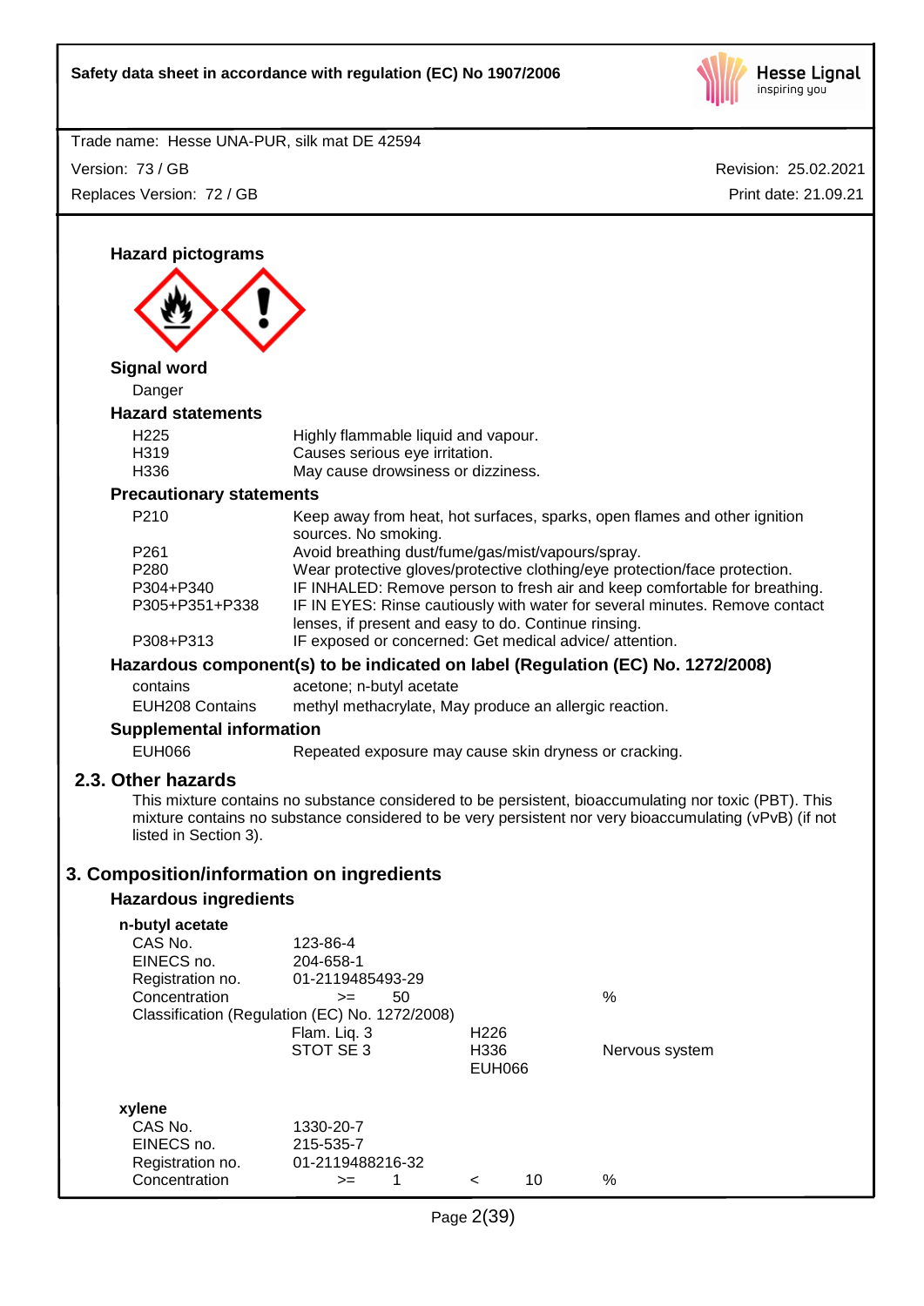Trade name: Hesse UNA-PUR, silk mat DE 42594

Version: 73 / GB — Revision: 25.02.2021

Replaces Version: 72 / GB — Print date: 21.09.21

### Hazard pictograms

### Signal word

Danger

### Hazard statements

| | |
|---|---|
| H225 | Highly flammable liquid and vapour. |
| H319 | Causes serious eye irritation. |
| H336 | May cause drowsiness or dizziness. |

### Precautionary statements

| | |
|---|---|
| P210 | Keep away from heat, hot surfaces, sparks, open flames and other ignition sources. No smoking. |
| P261 | Avoid breathing dust/fume/gas/mist/vapours/spray. |
| P280 | Wear protective gloves/protective clothing/eye protection/face protection. |
| P304+P340 | IF INHALED: Remove person to fresh air and keep comfortable for breathing. |
| P305+P351+P338 | IF IN EYES: Rinse cautiously with water for several minutes. Remove contact lenses, if present and easy to do. Continue rinsing. |
| P308+P313 | IF exposed or concerned: Get medical advice/ attention. |

### Hazardous component(s) to be indicated on label (Regulation (EC) No. 1272/2008)

| | |
|---|---|
| contains | acetone; n-butyl acetate |
| EUH208 Contains | methyl methacrylate, May produce an allergic reaction. |

### Supplemental information

| | |
|---|---|
| EUH066 | Repeated exposure may cause skin dryness or cracking. |

## 2.3. Other hazards

This mixture contains no substance considered to be persistent, bioaccumulating nor toxic (PBT). This mixture contains no substance considered to be very persistent nor very bioaccumulating (vPvB) (if not listed in Section 3).

# 3. Composition/information on ingredients

### Hazardous ingredients

**n-butyl acetate**

| | | | |
|---|---|---|---|
| CAS No. | 123-86-4 | | |
| EINECS no. | 204-658-1 | | |
| Registration no. | 01-2119485493-29 | | |
| Concentration | >= 50 | | % |
| Classification (Regulation (EC) No. 1272/2008) | | | |
| | Flam. Liq. 3 | H226 | |
| | STOT SE 3 | H336 | Nervous system |
| | | EUH066 | |

**xylene**

| | | | |
|---|---|---|---|
| CAS No. | 1330-20-7 | | |
| EINECS no. | 215-535-7 | | |
| Registration no. | 01-2119488216-32 | | |
| Concentration | >= 1 | < 10 | % |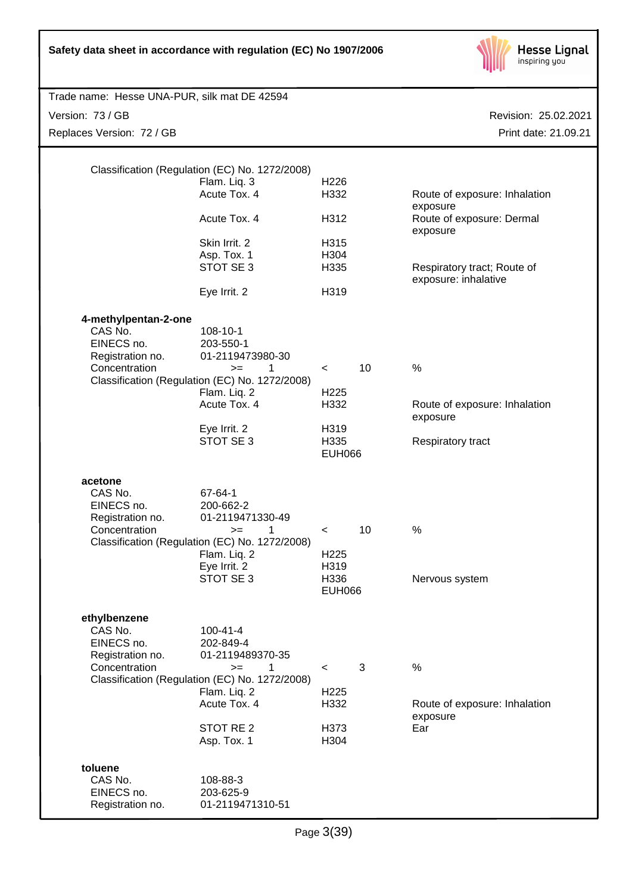Classification (Regulation (EC) No. 1272/2008)

| | | |
|---|---|---|
| Flam. Liq. 3 | H226 | |
| Acute Tox. 4 | H332 | Route of exposure: Inhalation exposure |
| Acute Tox. 4 | H312 | Route of exposure: Dermal exposure |
| Skin Irrit. 2 | H315 | |
| Asp. Tox. 1 | H304 | |
| STOT SE 3 | H335 | Respiratory tract; Route of exposure: inhalative |
| Eye Irrit. 2 | H319 | |

**4-methylpentan-2-one**

| | | | |
|---|---|---|---|
| CAS No. | 108-10-1 | | |
| EINECS no. | 203-550-1 | | |
| Registration no. | 01-2119473980-30 | | |
| Concentration | >= 1 | < 10 | % |

Classification (Regulation (EC) No. 1272/2008)

| | | |
|---|---|---|
| Flam. Liq. 2 | H225 | |
| Acute Tox. 4 | H332 | Route of exposure: Inhalation exposure |
| Eye Irrit. 2 | H319 | |
| STOT SE 3 | H335 | Respiratory tract |
| | EUH066 | |

**acetone**

| | | | |
|---|---|---|---|
| CAS No. | 67-64-1 | | |
| EINECS no. | 200-662-2 | | |
| Registration no. | 01-2119471330-49 | | |
| Concentration | >= 1 | < 10 | % |

Classification (Regulation (EC) No. 1272/2008)

| | | |
|---|---|---|
| Flam. Liq. 2 | H225 | |
| Eye Irrit. 2 | H319 | |
| STOT SE 3 | H336 | Nervous system |
| | EUH066 | |

**ethylbenzene**

| | | | |
|---|---|---|---|
| CAS No. | 100-41-4 | | |
| EINECS no. | 202-849-4 | | |
| Registration no. | 01-2119489370-35 | | |
| Concentration | >= 1 | < 3 | % |

Classification (Regulation (EC) No. 1272/2008)

| | | |
|---|---|---|
| Flam. Liq. 2 | H225 | |
| Acute Tox. 4 | H332 | Route of exposure: Inhalation exposure |
| STOT RE 2 | H373 | Ear |
| Asp. Tox. 1 | H304 | |

**toluene**

| | |
|---|---|
| CAS No. | 108-88-3 |
| EINECS no. | 203-625-9 |
| Registration no. | 01-2119471310-51 |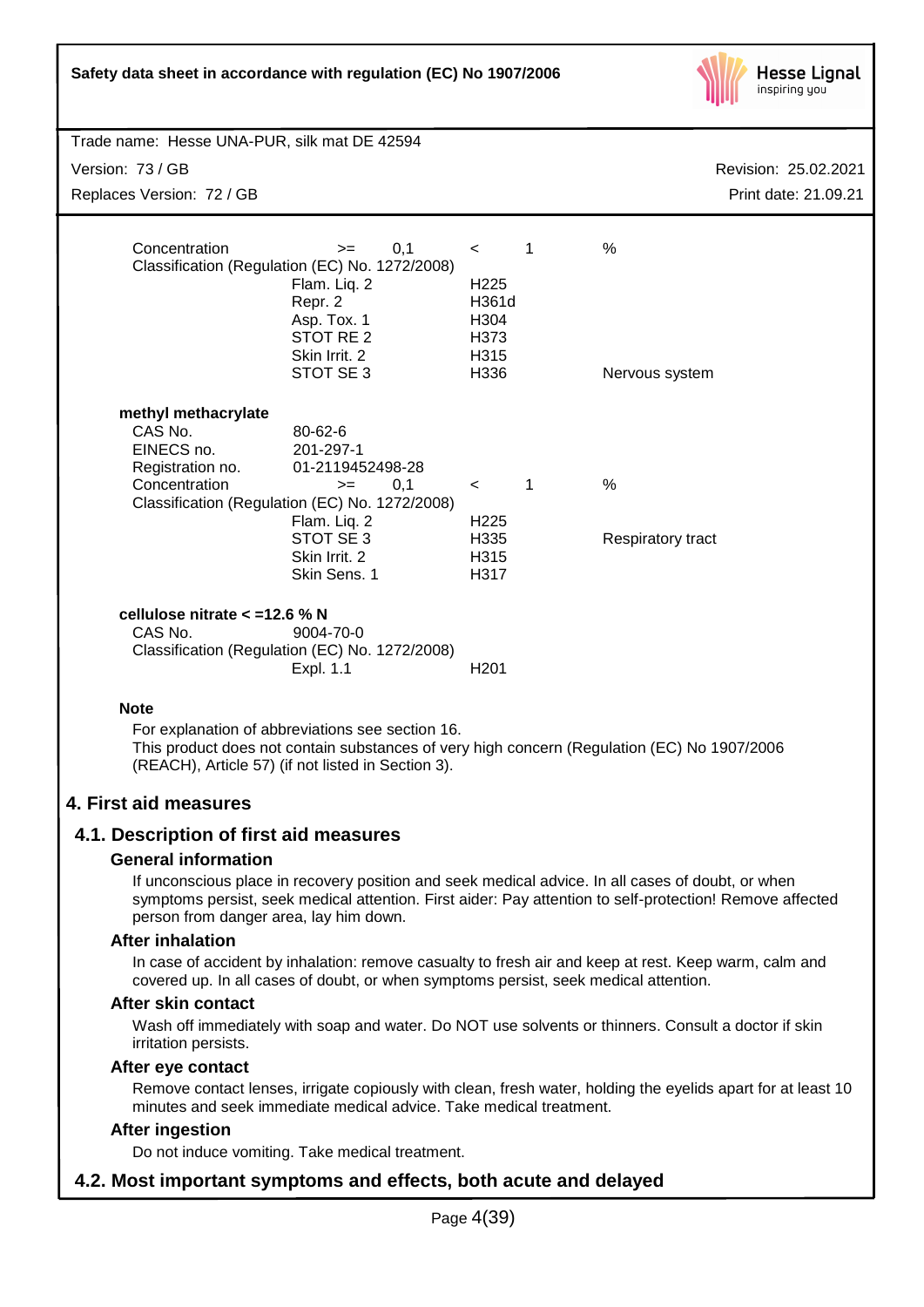| | | | | |
|---|---|---|---|---|
| Concentration | >= 0,1 | < 1 | | % |
| Classification (Regulation (EC) No. 1272/2008) | | | | |
| | Flam. Liq. 2 | H225 | | |
| | Repr. 2 | H361d | | |
| | Asp. Tox. 1 | H304 | | |
| | STOT RE 2 | H373 | | |
| | Skin Irrit. 2 | H315 | | |
| | STOT SE 3 | H336 | | Nervous system |

**methyl methacrylate**

| | | | | |
|---|---|---|---|---|
| CAS No. | 80-62-6 | | | |
| EINECS no. | 201-297-1 | | | |
| Registration no. | 01-2119452498-28 | | | |
| Concentration | >= 0,1 | < 1 | | % |
| Classification (Regulation (EC) No. 1272/2008) | | | | |
| | Flam. Liq. 2 | H225 | | |
| | STOT SE 3 | H335 | | Respiratory tract |
| | Skin Irrit. 2 | H315 | | |
| | Skin Sens. 1 | H317 | | |

**cellulose nitrate < =12.6 % N**

| | | |
|---|---|---|
| CAS No. | 9004-70-0 | |
| Classification (Regulation (EC) No. 1272/2008) | | |
| | Expl. 1.1 | H201 |

**Note**

For explanation of abbreviations see section 16.
This product does not contain substances of very high concern (Regulation (EC) No 1907/2006 (REACH), Article 57) (if not listed in Section 3).

# 4. First aid measures

## 4.1. Description of first aid measures

### General information

If unconscious place in recovery position and seek medical advice. In all cases of doubt, or when symptoms persist, seek medical attention. First aider: Pay attention to self-protection! Remove affected person from danger area, lay him down.

### After inhalation

In case of accident by inhalation: remove casualty to fresh air and keep at rest. Keep warm, calm and covered up. In all cases of doubt, or when symptoms persist, seek medical attention.

### After skin contact

Wash off immediately with soap and water. Do NOT use solvents or thinners. Consult a doctor if skin irritation persists.

### After eye contact

Remove contact lenses, irrigate copiously with clean, fresh water, holding the eyelids apart for at least 10 minutes and seek immediate medical advice. Take medical treatment.

### After ingestion

Do not induce vomiting. Take medical treatment.

## 4.2. Most important symptoms and effects, both acute and delayed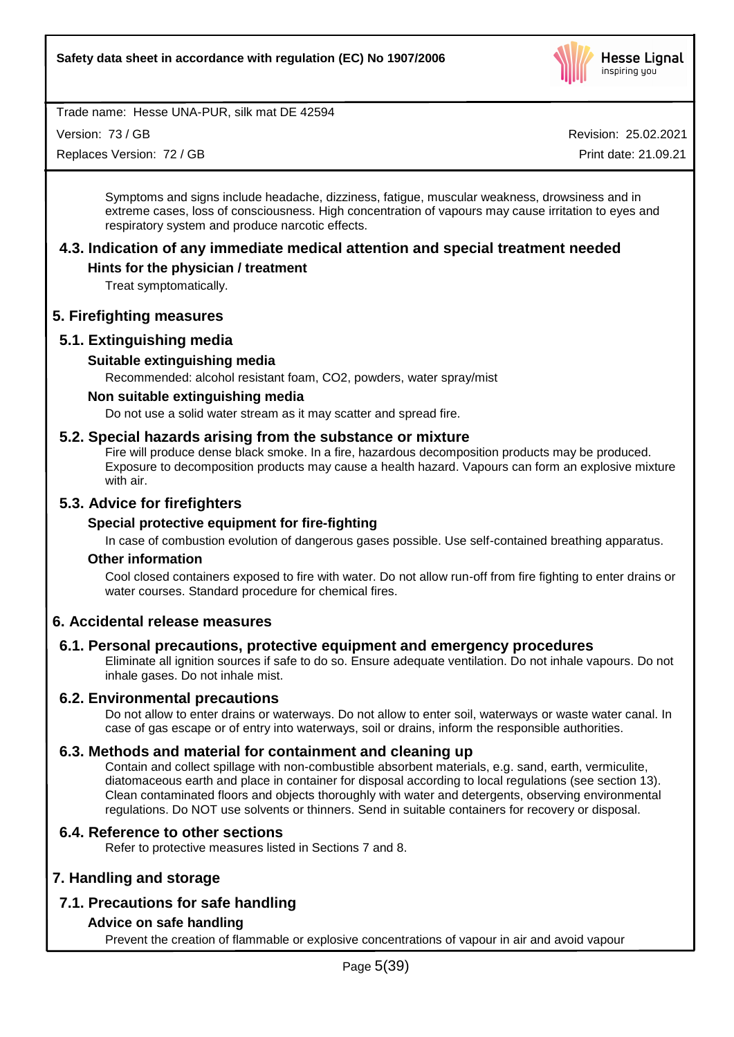Symptoms and signs include headache, dizziness, fatigue, muscular weakness, drowsiness and in extreme cases, loss of consciousness. High concentration of vapours may cause irritation to eyes and respiratory system and produce narcotic effects.

### 4.3. Indication of any immediate medical attention and special treatment needed

#### Hints for the physician / treatment

Treat symptomatically.

## 5. Firefighting measures

### 5.1. Extinguishing media

#### Suitable extinguishing media

Recommended: alcohol resistant foam, $CO_2$, powders, water spray/mist

#### Non suitable extinguishing media

Do not use a solid water stream as it may scatter and spread fire.

### 5.2. Special hazards arising from the substance or mixture

Fire will produce dense black smoke. In a fire, hazardous decomposition products may be produced. Exposure to decomposition products may cause a health hazard. Vapours can form an explosive mixture with air.

### 5.3. Advice for firefighters

#### Special protective equipment for fire-fighting

In case of combustion evolution of dangerous gases possible. Use self-contained breathing apparatus.

#### Other information

Cool closed containers exposed to fire with water. Do not allow run-off from fire fighting to enter drains or water courses. Standard procedure for chemical fires.

## 6. Accidental release measures

### 6.1. Personal precautions, protective equipment and emergency procedures

Eliminate all ignition sources if safe to do so. Ensure adequate ventilation. Do not inhale vapours. Do not inhale gases. Do not inhale mist.

### 6.2. Environmental precautions

Do not allow to enter drains or waterways. Do not allow to enter soil, waterways or waste water canal. In case of gas escape or of entry into waterways, soil or drains, inform the responsible authorities.

### 6.3. Methods and material for containment and cleaning up

Contain and collect spillage with non-combustible absorbent materials, e.g. sand, earth, vermiculite, diatomaceous earth and place in container for disposal according to local regulations (see section 13). Clean contaminated floors and objects thoroughly with water and detergents, observing environmental regulations. Do NOT use solvents or thinners. Send in suitable containers for recovery or disposal.

### 6.4. Reference to other sections

Refer to protective measures listed in Sections 7 and 8.

## 7. Handling and storage

### 7.1. Precautions for safe handling

#### Advice on safe handling

Prevent the creation of flammable or explosive concentrations of vapour in air and avoid vapour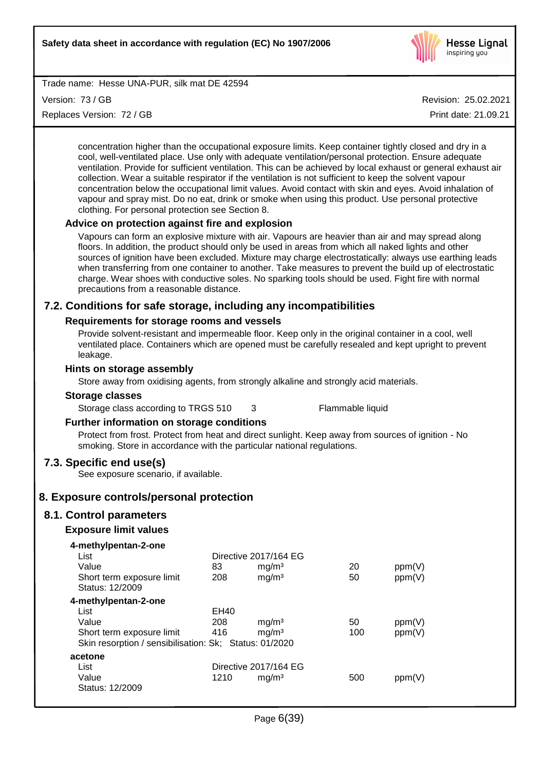concentration higher than the occupational exposure limits. Keep container tightly closed and dry in a cool, well-ventilated place. Use only with adequate ventilation/personal protection. Ensure adequate ventilation. Provide for sufficient ventilation. This can be achieved by local exhaust or general exhaust air collection. Wear a suitable respirator if the ventilation is not sufficient to keep the solvent vapour concentration below the occupational limit values. Avoid contact with skin and eyes. Avoid inhalation of vapour and spray mist. Do no eat, drink or smoke when using this product. Use personal protective clothing. For personal protection see Section 8.

### Advice on protection against fire and explosion

Vapours can form an explosive mixture with air. Vapours are heavier than air and may spread along floors. In addition, the product should only be used in areas from which all naked lights and other sources of ignition have been excluded. Mixture may charge electrostatically: always use earthing leads when transferring from one container to another. Take measures to prevent the build up of electrostatic charge. Wear shoes with conductive soles. No sparking tools should be used. Fight fire with normal precautions from a reasonable distance.

## 7.2. Conditions for safe storage, including any incompatibilities

### Requirements for storage rooms and vessels

Provide solvent-resistant and impermeable floor. Keep only in the original container in a cool, well ventilated place. Containers which are opened must be carefully resealed and kept upright to prevent leakage.

### Hints on storage assembly

Store away from oxidising agents, from strongly alkaline and strongly acid materials.

### Storage classes

Storage class according to TRGS 510 3 Flammable liquid

### Further information on storage conditions

Protect from frost. Protect from heat and direct sunlight. Keep away from sources of ignition - No smoking. Store in accordance with the particular national regulations.

## 7.3. Specific end use(s)

See exposure scenario, if available.

# 8. Exposure controls/personal protection

## 8.1. Control parameters

### Exposure limit values

**4-methylpentan-2-one**

| | | | | |
|---|---|---|---|---|
| List | Directive 2017/164 EG | | | |
| Value | 83 | mg/m³ | 20 | ppm(V) |
| Short term exposure limit | 208 | mg/m³ | 50 | ppm(V) |
| Status: 12/2009 | | | | |

**4-methylpentan-2-one**

| | | | | |
|---|---|---|---|---|
| List | EH40 | | | |
| Value | 208 | mg/m³ | 50 | ppm(V) |
| Short term exposure limit | 416 | mg/m³ | 100 | ppm(V) |
| Skin resorption / sensibilisation: Sk; Status: 01/2020 | | | | |

**acetone**

| | | | | |
|---|---|---|---|---|
| List | Directive 2017/164 EG | | | |
| Value | 1210 | mg/m³ | 500 | ppm(V) |
| Status: 12/2009 | | | | |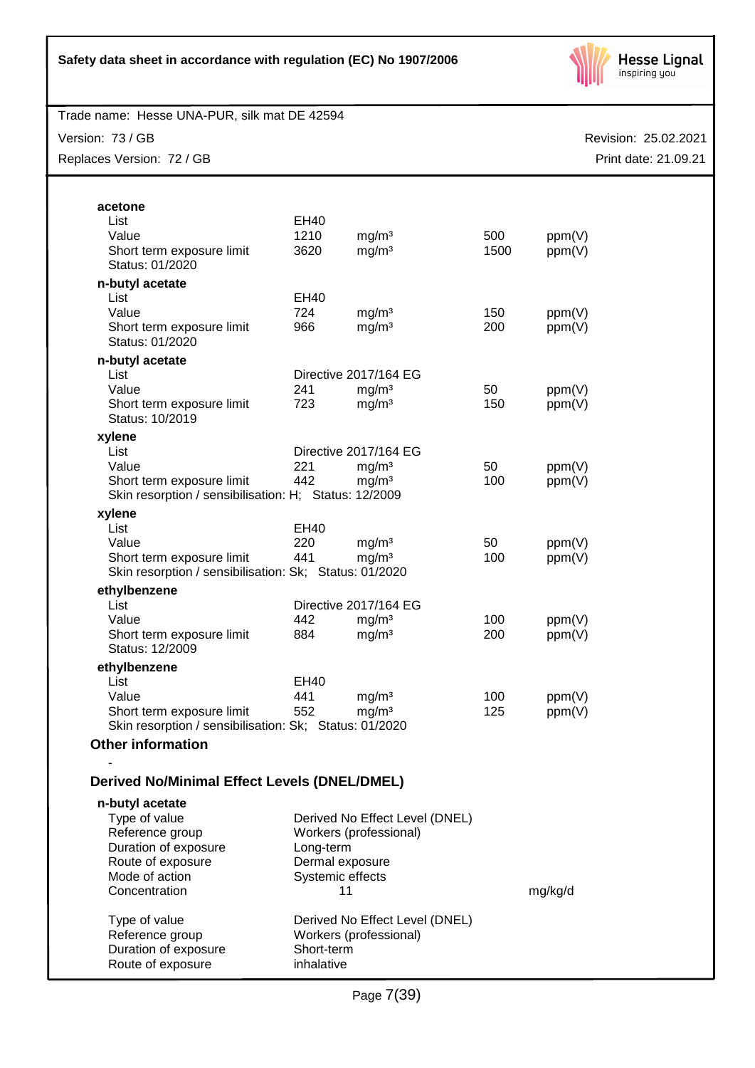**acetone**

| | | | | |
|---|---|---|---|---|
| List | EH40 | | | |
| Value | 1210 | mg/m³ | 500 | ppm(V) |
| Short term exposure limit | 3620 | mg/m³ | 1500 | ppm(V) |
| Status: 01/2020 | | | | |

**n-butyl acetate**

| | | | | |
|---|---|---|---|---|
| List | EH40 | | | |
| Value | 724 | mg/m³ | 150 | ppm(V) |
| Short term exposure limit | 966 | mg/m³ | 200 | ppm(V) |
| Status: 01/2020 | | | | |

**n-butyl acetate**

| | | | | |
|---|---|---|---|---|
| List | Directive 2017/164 EG | | | |
| Value | 241 | mg/m³ | 50 | ppm(V) |
| Short term exposure limit | 723 | mg/m³ | 150 | ppm(V) |
| Status: 10/2019 | | | | |

**xylene**

| | | | | |
|---|---|---|---|---|
| List | Directive 2017/164 EG | | | |
| Value | 221 | mg/m³ | 50 | ppm(V) |
| Short term exposure limit | 442 | mg/m³ | 100 | ppm(V) |

Skin resorption / sensibilisation: H; Status: 12/2009

**xylene**

| | | | | |
|---|---|---|---|---|
| List | EH40 | | | |
| Value | 220 | mg/m³ | 50 | ppm(V) |
| Short term exposure limit | 441 | mg/m³ | 100 | ppm(V) |

Skin resorption / sensibilisation: Sk; Status: 01/2020

**ethylbenzene**

| | | | | |
|---|---|---|---|---|
| List | Directive 2017/164 EG | | | |
| Value | 442 | mg/m³ | 100 | ppm(V) |
| Short term exposure limit | 884 | mg/m³ | 200 | ppm(V) |
| Status: 12/2009 | | | | |

**ethylbenzene**

| | | | | |
|---|---|---|---|---|
| List | EH40 | | | |
| Value | 441 | mg/m³ | 100 | ppm(V) |
| Short term exposure limit | 552 | mg/m³ | 125 | ppm(V) |

Skin resorption / sensibilisation: Sk; Status: 01/2020

### Other information

-

### Derived No/Minimal Effect Levels (DNEL/DMEL)

**n-butyl acetate**

| | | |
|---|---|---|
| Type of value | Derived No Effect Level (DNEL) | |
| Reference group | Workers (professional) | |
| Duration of exposure | Long-term | |
| Route of exposure | Dermal exposure | |
| Mode of action | Systemic effects | |
| Concentration | 11 | mg/kg/d |

| | |
|---|---|
| Type of value | Derived No Effect Level (DNEL) |
| Reference group | Workers (professional) |
| Duration of exposure | Short-term |
| Route of exposure | inhalative |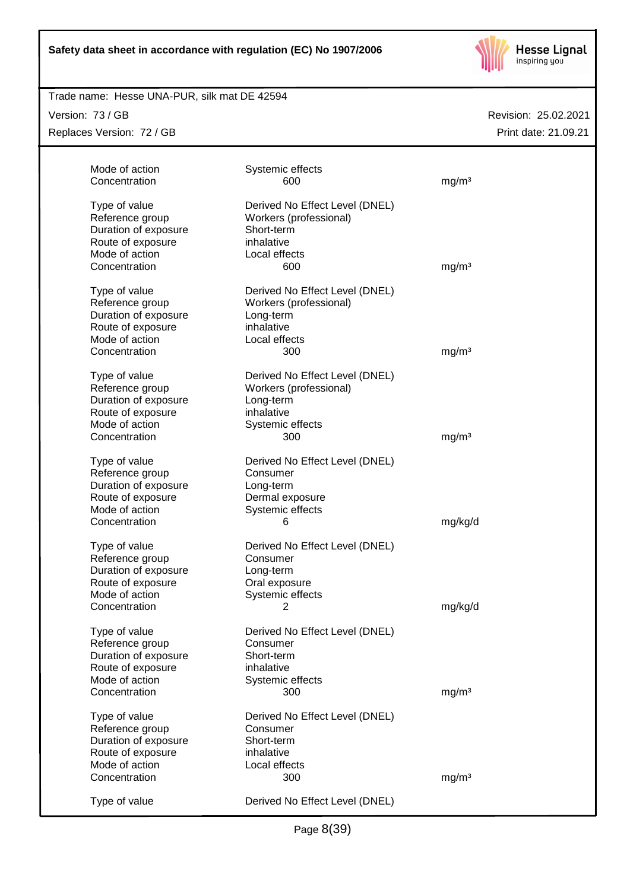| | | |
|---|---|---|
| Mode of action | Systemic effects | |
| Concentration | 600 | mg/m³ |
| | | |
| Type of value | Derived No Effect Level (DNEL) | |
| Reference group | Workers (professional) | |
| Duration of exposure | Short-term | |
| Route of exposure | inhalative | |
| Mode of action | Local effects | |
| Concentration | 600 | mg/m³ |
| | | |
| Type of value | Derived No Effect Level (DNEL) | |
| Reference group | Workers (professional) | |
| Duration of exposure | Long-term | |
| Route of exposure | inhalative | |
| Mode of action | Local effects | |
| Concentration | 300 | mg/m³ |
| | | |
| Type of value | Derived No Effect Level (DNEL) | |
| Reference group | Workers (professional) | |
| Duration of exposure | Long-term | |
| Route of exposure | inhalative | |
| Mode of action | Systemic effects | |
| Concentration | 300 | mg/m³ |
| | | |
| Type of value | Derived No Effect Level (DNEL) | |
| Reference group | Consumer | |
| Duration of exposure | Long-term | |
| Route of exposure | Dermal exposure | |
| Mode of action | Systemic effects | |
| Concentration | 6 | mg/kg/d |
| | | |
| Type of value | Derived No Effect Level (DNEL) | |
| Reference group | Consumer | |
| Duration of exposure | Long-term | |
| Route of exposure | Oral exposure | |
| Mode of action | Systemic effects | |
| Concentration | 2 | mg/kg/d |
| | | |
| Type of value | Derived No Effect Level (DNEL) | |
| Reference group | Consumer | |
| Duration of exposure | Short-term | |
| Route of exposure | inhalative | |
| Mode of action | Systemic effects | |
| Concentration | 300 | mg/m³ |
| | | |
| Type of value | Derived No Effect Level (DNEL) | |
| Reference group | Consumer | |
| Duration of exposure | Short-term | |
| Route of exposure | inhalative | |
| Mode of action | Local effects | |
| Concentration | 300 | mg/m³ |
| | | |
| Type of value | Derived No Effect Level (DNEL) | |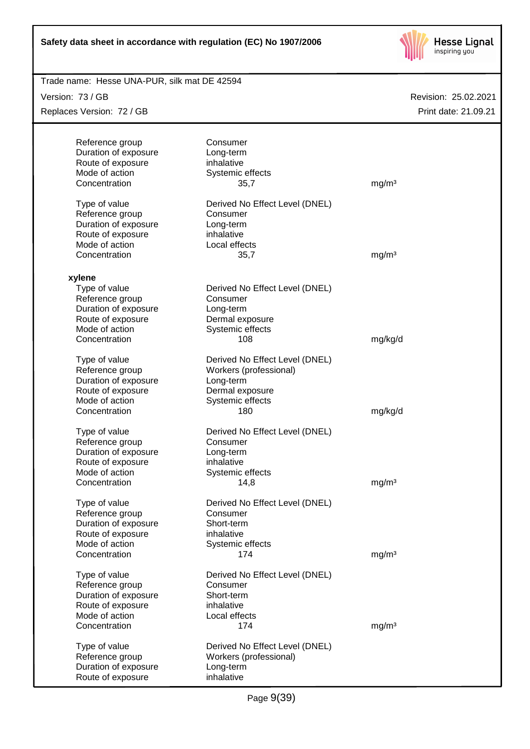| | | |
|---|---|---|
| Reference group | Consumer | |
| Duration of exposure | Long-term | |
| Route of exposure | inhalative | |
| Mode of action | Systemic effects | |
| Concentration | 35,7 | mg/m³ |
| | | |
| Type of value | Derived No Effect Level (DNEL) | |
| Reference group | Consumer | |
| Duration of exposure | Long-term | |
| Route of exposure | inhalative | |
| Mode of action | Local effects | |
| Concentration | 35,7 | mg/m³ |

**xylene**

| | | |
|---|---|---|
| Type of value | Derived No Effect Level (DNEL) | |
| Reference group | Consumer | |
| Duration of exposure | Long-term | |
| Route of exposure | Dermal exposure | |
| Mode of action | Systemic effects | |
| Concentration | 108 | mg/kg/d |
| | | |
| Type of value | Derived No Effect Level (DNEL) | |
| Reference group | Workers (professional) | |
| Duration of exposure | Long-term | |
| Route of exposure | Dermal exposure | |
| Mode of action | Systemic effects | |
| Concentration | 180 | mg/kg/d |
| | | |
| Type of value | Derived No Effect Level (DNEL) | |
| Reference group | Consumer | |
| Duration of exposure | Long-term | |
| Route of exposure | inhalative | |
| Mode of action | Systemic effects | |
| Concentration | 14,8 | mg/m³ |
| | | |
| Type of value | Derived No Effect Level (DNEL) | |
| Reference group | Consumer | |
| Duration of exposure | Short-term | |
| Route of exposure | inhalative | |
| Mode of action | Systemic effects | |
| Concentration | 174 | mg/m³ |
| | | |
| Type of value | Derived No Effect Level (DNEL) | |
| Reference group | Consumer | |
| Duration of exposure | Short-term | |
| Route of exposure | inhalative | |
| Mode of action | Local effects | |
| Concentration | 174 | mg/m³ |
| | | |
| Type of value | Derived No Effect Level (DNEL) | |
| Reference group | Workers (professional) | |
| Duration of exposure | Long-term | |
| Route of exposure | inhalative | |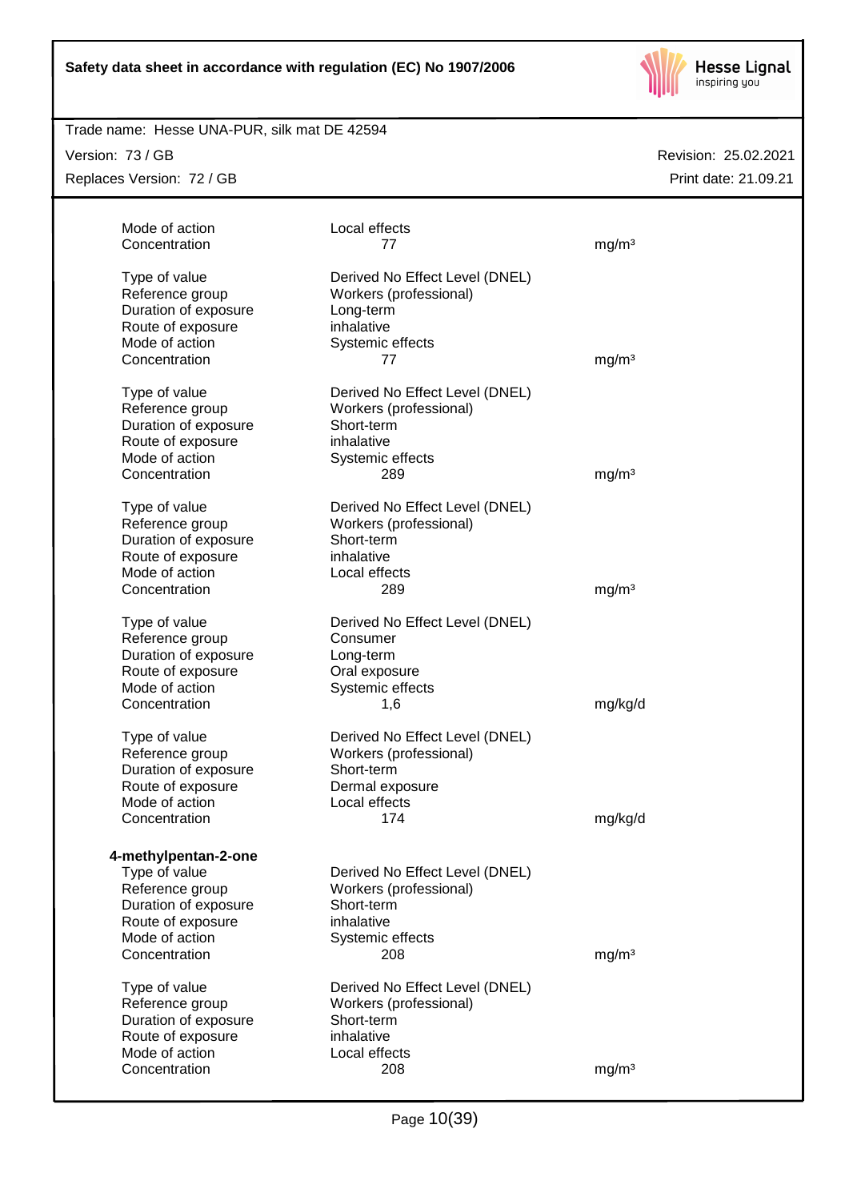| | | |
|---|---|---|
| Mode of action | Local effects | |
| Concentration | 77 | mg/m³ |
| | | |
| Type of value | Derived No Effect Level (DNEL) | |
| Reference group | Workers (professional) | |
| Duration of exposure | Long-term | |
| Route of exposure | inhalative | |
| Mode of action | Systemic effects | |
| Concentration | 77 | mg/m³ |
| | | |
| Type of value | Derived No Effect Level (DNEL) | |
| Reference group | Workers (professional) | |
| Duration of exposure | Short-term | |
| Route of exposure | inhalative | |
| Mode of action | Systemic effects | |
| Concentration | 289 | mg/m³ |
| | | |
| Type of value | Derived No Effect Level (DNEL) | |
| Reference group | Workers (professional) | |
| Duration of exposure | Short-term | |
| Route of exposure | inhalative | |
| Mode of action | Local effects | |
| Concentration | 289 | mg/m³ |
| | | |
| Type of value | Derived No Effect Level (DNEL) | |
| Reference group | Consumer | |
| Duration of exposure | Long-term | |
| Route of exposure | Oral exposure | |
| Mode of action | Systemic effects | |
| Concentration | 1,6 | mg/kg/d |
| | | |
| Type of value | Derived No Effect Level (DNEL) | |
| Reference group | Workers (professional) | |
| Duration of exposure | Short-term | |
| Route of exposure | Dermal exposure | |
| Mode of action | Local effects | |
| Concentration | 174 | mg/kg/d |

**4-methylpentan-2-one**

| | | |
|---|---|---|
| Type of value | Derived No Effect Level (DNEL) | |
| Reference group | Workers (professional) | |
| Duration of exposure | Short-term | |
| Route of exposure | inhalative | |
| Mode of action | Systemic effects | |
| Concentration | 208 | mg/m³ |
| | | |
| Type of value | Derived No Effect Level (DNEL) | |
| Reference group | Workers (professional) | |
| Duration of exposure | Short-term | |
| Route of exposure | inhalative | |
| Mode of action | Local effects | |
| Concentration | 208 | mg/m³ |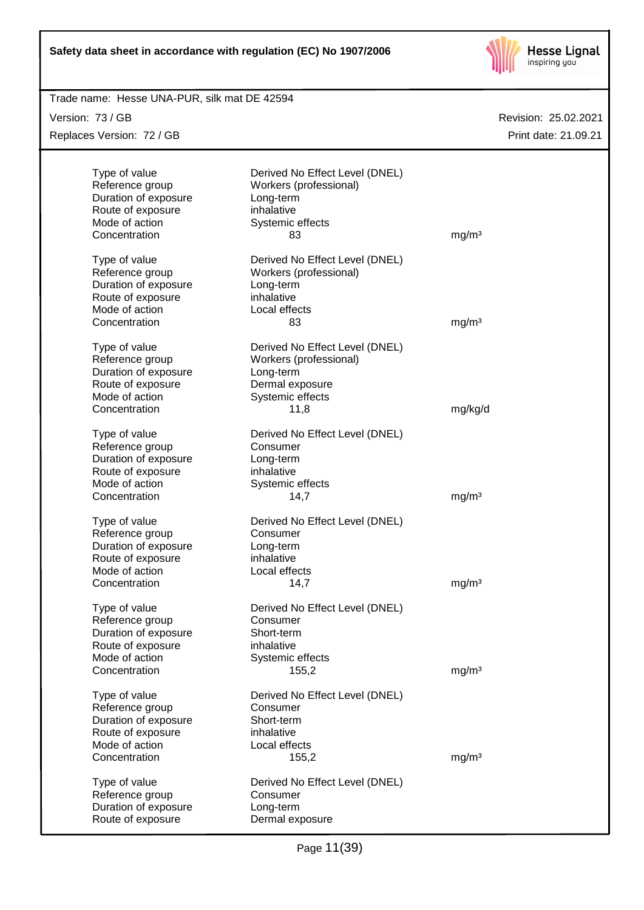| | | |
|---|---|---|
| Type of value | Derived No Effect Level (DNEL) | |
| Reference group | Workers (professional) | |
| Duration of exposure | Long-term | |
| Route of exposure | inhalative | |
| Mode of action | Systemic effects | |
| Concentration | 83 | mg/m³ |

| | | |
|---|---|---|
| Type of value | Derived No Effect Level (DNEL) | |
| Reference group | Workers (professional) | |
| Duration of exposure | Long-term | |
| Route of exposure | inhalative | |
| Mode of action | Local effects | |
| Concentration | 83 | mg/m³ |

| | | |
|---|---|---|
| Type of value | Derived No Effect Level (DNEL) | |
| Reference group | Workers (professional) | |
| Duration of exposure | Long-term | |
| Route of exposure | Dermal exposure | |
| Mode of action | Systemic effects | |
| Concentration | 11,8 | mg/kg/d |

| | | |
|---|---|---|
| Type of value | Derived No Effect Level (DNEL) | |
| Reference group | Consumer | |
| Duration of exposure | Long-term | |
| Route of exposure | inhalative | |
| Mode of action | Systemic effects | |
| Concentration | 14,7 | mg/m³ |

| | | |
|---|---|---|
| Type of value | Derived No Effect Level (DNEL) | |
| Reference group | Consumer | |
| Duration of exposure | Long-term | |
| Route of exposure | inhalative | |
| Mode of action | Local effects | |
| Concentration | 14,7 | mg/m³ |

| | | |
|---|---|---|
| Type of value | Derived No Effect Level (DNEL) | |
| Reference group | Consumer | |
| Duration of exposure | Short-term | |
| Route of exposure | inhalative | |
| Mode of action | Systemic effects | |
| Concentration | 155,2 | mg/m³ |

| | | |
|---|---|---|
| Type of value | Derived No Effect Level (DNEL) | |
| Reference group | Consumer | |
| Duration of exposure | Short-term | |
| Route of exposure | inhalative | |
| Mode of action | Local effects | |
| Concentration | 155,2 | mg/m³ |

| | | |
|---|---|---|
| Type of value | Derived No Effect Level (DNEL) | |
| Reference group | Consumer | |
| Duration of exposure | Long-term | |
| Route of exposure | Dermal exposure | |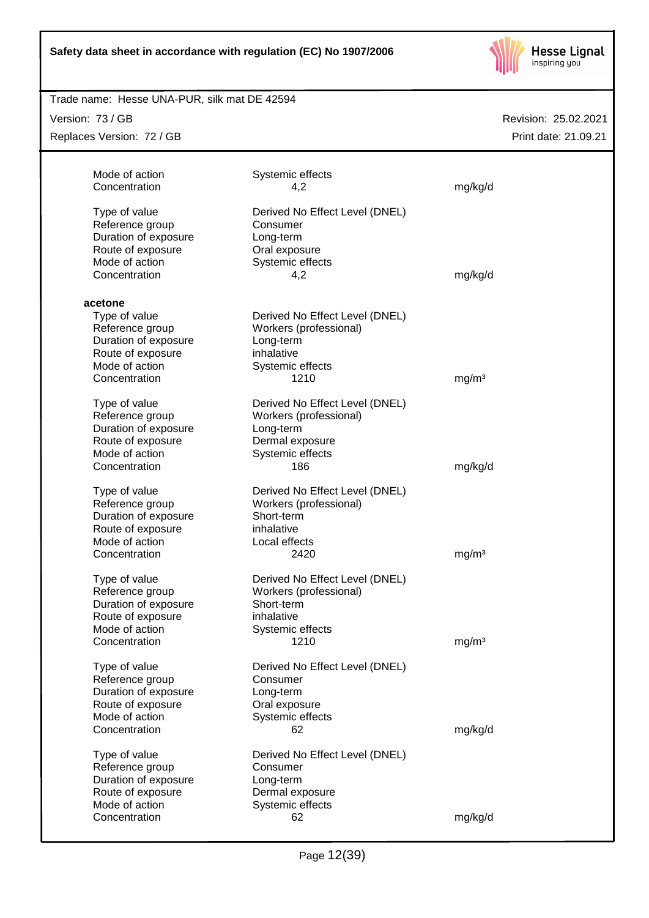| | | |
|---|---|---|
| Mode of action | Systemic effects | |
| Concentration | 4,2 | mg/kg/d |
| | | |
| Type of value | Derived No Effect Level (DNEL) | |
| Reference group | Consumer | |
| Duration of exposure | Long-term | |
| Route of exposure | Oral exposure | |
| Mode of action | Systemic effects | |
| Concentration | 4,2 | mg/kg/d |

**acetone**

| | | |
|---|---|---|
| Type of value | Derived No Effect Level (DNEL) | |
| Reference group | Workers (professional) | |
| Duration of exposure | Long-term | |
| Route of exposure | inhalative | |
| Mode of action | Systemic effects | |
| Concentration | 1210 | mg/m³ |
| | | |
| Type of value | Derived No Effect Level (DNEL) | |
| Reference group | Workers (professional) | |
| Duration of exposure | Long-term | |
| Route of exposure | Dermal exposure | |
| Mode of action | Systemic effects | |
| Concentration | 186 | mg/kg/d |
| | | |
| Type of value | Derived No Effect Level (DNEL) | |
| Reference group | Workers (professional) | |
| Duration of exposure | Short-term | |
| Route of exposure | inhalative | |
| Mode of action | Local effects | |
| Concentration | 2420 | mg/m³ |
| | | |
| Type of value | Derived No Effect Level (DNEL) | |
| Reference group | Workers (professional) | |
| Duration of exposure | Short-term | |
| Route of exposure | inhalative | |
| Mode of action | Systemic effects | |
| Concentration | 1210 | mg/m³ |
| | | |
| Type of value | Derived No Effect Level (DNEL) | |
| Reference group | Consumer | |
| Duration of exposure | Long-term | |
| Route of exposure | Oral exposure | |
| Mode of action | Systemic effects | |
| Concentration | 62 | mg/kg/d |
| | | |
| Type of value | Derived No Effect Level (DNEL) | |
| Reference group | Consumer | |
| Duration of exposure | Long-term | |
| Route of exposure | Dermal exposure | |
| Mode of action | Systemic effects | |
| Concentration | 62 | mg/kg/d |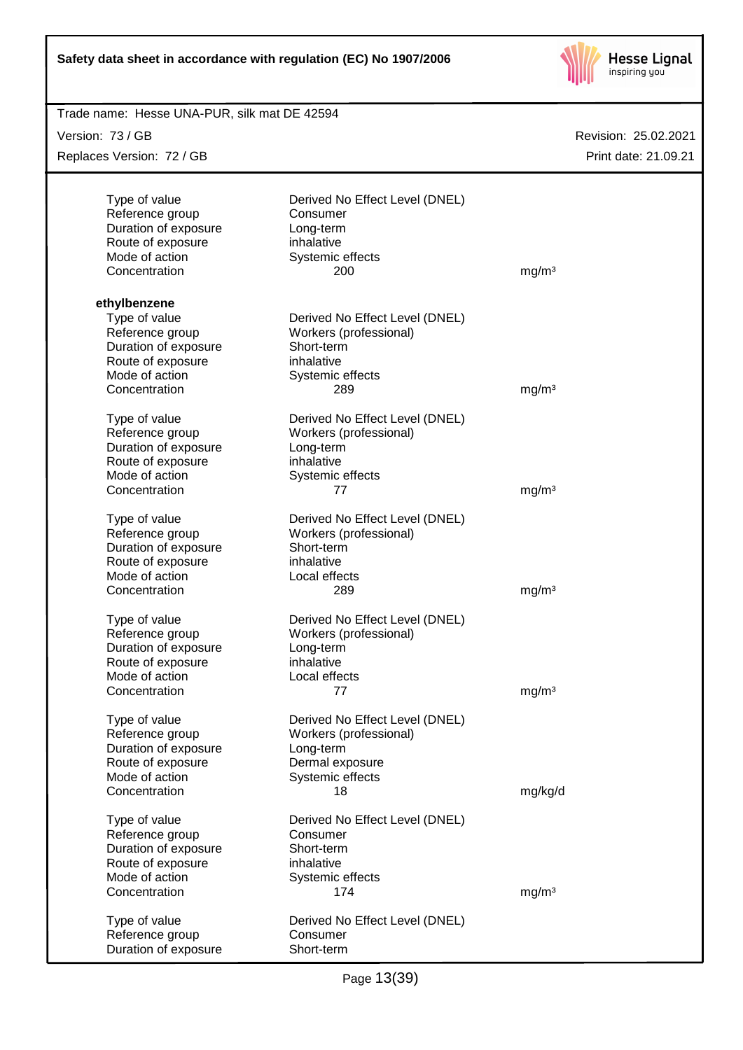| | | |
|---|---|---|
| Type of value | Derived No Effect Level (DNEL) | |
| Reference group | Consumer | |
| Duration of exposure | Long-term | |
| Route of exposure | inhalative | |
| Mode of action | Systemic effects | |
| Concentration | 200 | mg/m³ |

**ethylbenzene**

| | | |
|---|---|---|
| Type of value | Derived No Effect Level (DNEL) | |
| Reference group | Workers (professional) | |
| Duration of exposure | Short-term | |
| Route of exposure | inhalative | |
| Mode of action | Systemic effects | |
| Concentration | 289 | mg/m³ |

| | | |
|---|---|---|
| Type of value | Derived No Effect Level (DNEL) | |
| Reference group | Workers (professional) | |
| Duration of exposure | Long-term | |
| Route of exposure | inhalative | |
| Mode of action | Systemic effects | |
| Concentration | 77 | mg/m³ |

| | | |
|---|---|---|
| Type of value | Derived No Effect Level (DNEL) | |
| Reference group | Workers (professional) | |
| Duration of exposure | Short-term | |
| Route of exposure | inhalative | |
| Mode of action | Local effects | |
| Concentration | 289 | mg/m³ |

| | | |
|---|---|---|
| Type of value | Derived No Effect Level (DNEL) | |
| Reference group | Workers (professional) | |
| Duration of exposure | Long-term | |
| Route of exposure | inhalative | |
| Mode of action | Local effects | |
| Concentration | 77 | mg/m³ |

| | | |
|---|---|---|
| Type of value | Derived No Effect Level (DNEL) | |
| Reference group | Workers (professional) | |
| Duration of exposure | Long-term | |
| Route of exposure | Dermal exposure | |
| Mode of action | Systemic effects | |
| Concentration | 18 | mg/kg/d |

| | | |
|---|---|---|
| Type of value | Derived No Effect Level (DNEL) | |
| Reference group | Consumer | |
| Duration of exposure | Short-term | |
| Route of exposure | inhalative | |
| Mode of action | Systemic effects | |
| Concentration | 174 | mg/m³ |

| | | |
|---|---|---|
| Type of value | Derived No Effect Level (DNEL) | |
| Reference group | Consumer | |
| Duration of exposure | Short-term | |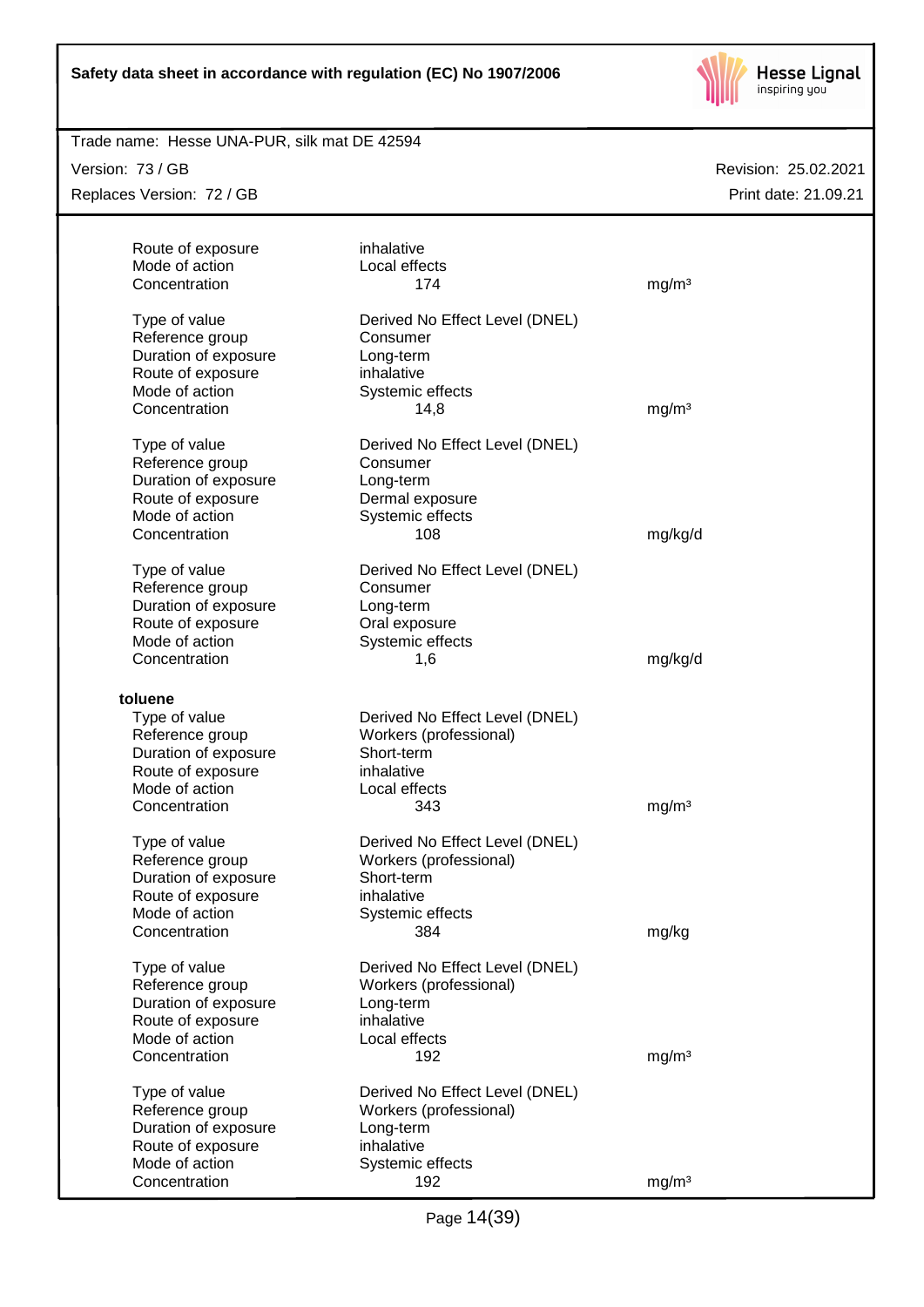| | | |
|---|---|---|
| Route of exposure | inhalative | |
| Mode of action | Local effects | |
| Concentration | 174 | mg/m³ |
| | | |
| Type of value | Derived No Effect Level (DNEL) | |
| Reference group | Consumer | |
| Duration of exposure | Long-term | |
| Route of exposure | inhalative | |
| Mode of action | Systemic effects | |
| Concentration | 14,8 | mg/m³ |
| | | |
| Type of value | Derived No Effect Level (DNEL) | |
| Reference group | Consumer | |
| Duration of exposure | Long-term | |
| Route of exposure | Dermal exposure | |
| Mode of action | Systemic effects | |
| Concentration | 108 | mg/kg/d |
| | | |
| Type of value | Derived No Effect Level (DNEL) | |
| Reference group | Consumer | |
| Duration of exposure | Long-term | |
| Route of exposure | Oral exposure | |
| Mode of action | Systemic effects | |
| Concentration | 1,6 | mg/kg/d |

**toluene**

| | | |
|---|---|---|
| Type of value | Derived No Effect Level (DNEL) | |
| Reference group | Workers (professional) | |
| Duration of exposure | Short-term | |
| Route of exposure | inhalative | |
| Mode of action | Local effects | |
| Concentration | 343 | mg/m³ |
| | | |
| Type of value | Derived No Effect Level (DNEL) | |
| Reference group | Workers (professional) | |
| Duration of exposure | Short-term | |
| Route of exposure | inhalative | |
| Mode of action | Systemic effects | |
| Concentration | 384 | mg/kg |
| | | |
| Type of value | Derived No Effect Level (DNEL) | |
| Reference group | Workers (professional) | |
| Duration of exposure | Long-term | |
| Route of exposure | inhalative | |
| Mode of action | Local effects | |
| Concentration | 192 | mg/m³ |
| | | |
| Type of value | Derived No Effect Level (DNEL) | |
| Reference group | Workers (professional) | |
| Duration of exposure | Long-term | |
| Route of exposure | inhalative | |
| Mode of action | Systemic effects | |
| Concentration | 192 | mg/m³ |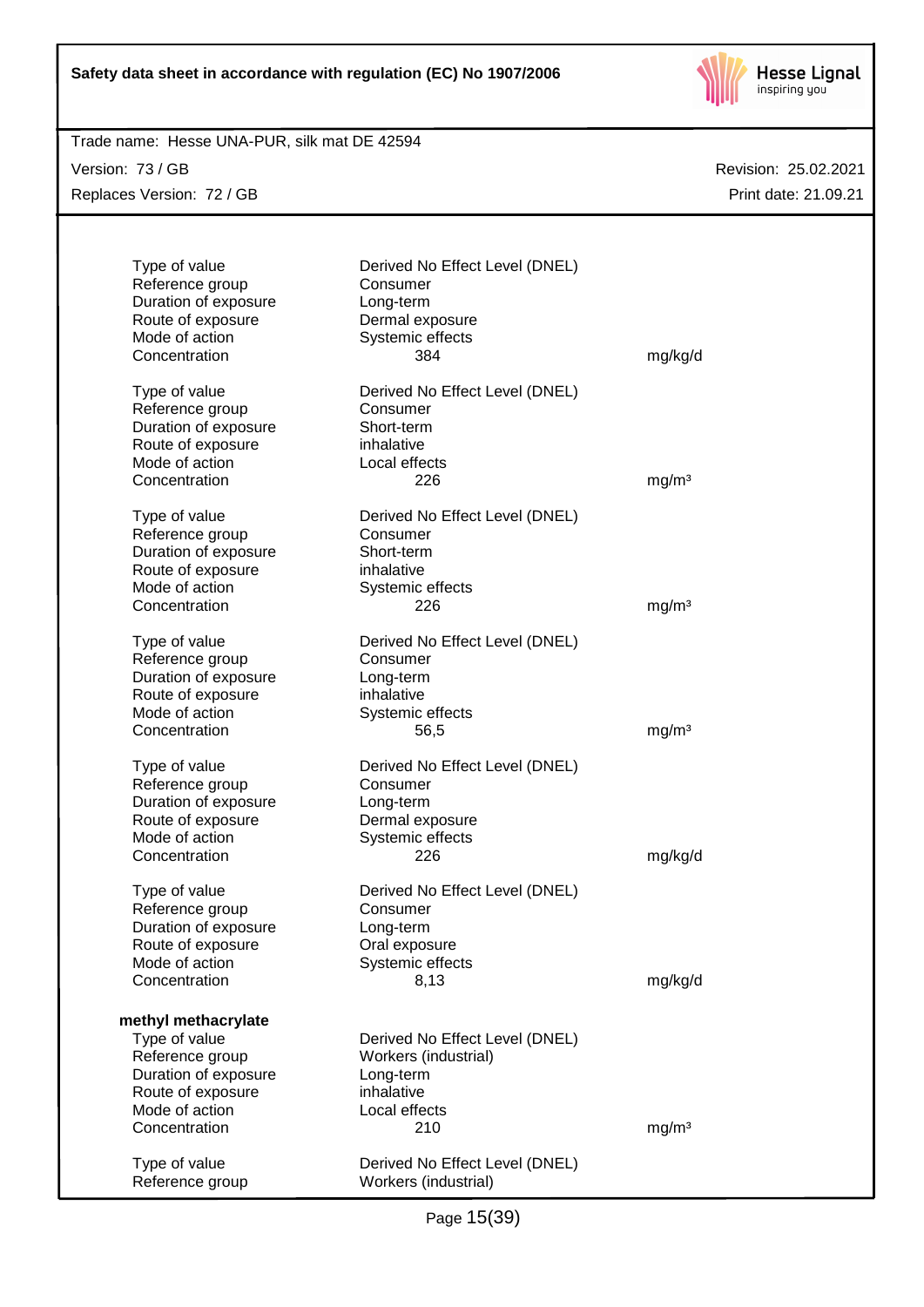| | | |
|---|---|---|
| Type of value | Derived No Effect Level (DNEL) | |
| Reference group | Consumer | |
| Duration of exposure | Long-term | |
| Route of exposure | Dermal exposure | |
| Mode of action | Systemic effects | |
| Concentration | 384 | mg/kg/d |

| | | |
|---|---|---|
| Type of value | Derived No Effect Level (DNEL) | |
| Reference group | Consumer | |
| Duration of exposure | Short-term | |
| Route of exposure | inhalative | |
| Mode of action | Local effects | |
| Concentration | 226 | mg/m³ |

| | | |
|---|---|---|
| Type of value | Derived No Effect Level (DNEL) | |
| Reference group | Consumer | |
| Duration of exposure | Short-term | |
| Route of exposure | inhalative | |
| Mode of action | Systemic effects | |
| Concentration | 226 | mg/m³ |

| | | |
|---|---|---|
| Type of value | Derived No Effect Level (DNEL) | |
| Reference group | Consumer | |
| Duration of exposure | Long-term | |
| Route of exposure | inhalative | |
| Mode of action | Systemic effects | |
| Concentration | 56,5 | mg/m³ |

| | | |
|---|---|---|
| Type of value | Derived No Effect Level (DNEL) | |
| Reference group | Consumer | |
| Duration of exposure | Long-term | |
| Route of exposure | Dermal exposure | |
| Mode of action | Systemic effects | |
| Concentration | 226 | mg/kg/d |

| | | |
|---|---|---|
| Type of value | Derived No Effect Level (DNEL) | |
| Reference group | Consumer | |
| Duration of exposure | Long-term | |
| Route of exposure | Oral exposure | |
| Mode of action | Systemic effects | |
| Concentration | 8,13 | mg/kg/d |

**methyl methacrylate**

| | | |
|---|---|---|
| Type of value | Derived No Effect Level (DNEL) | |
| Reference group | Workers (industrial) | |
| Duration of exposure | Long-term | |
| Route of exposure | inhalative | |
| Mode of action | Local effects | |
| Concentration | 210 | mg/m³ |

| | |
|---|---|
| Type of value | Derived No Effect Level (DNEL) |
| Reference group | Workers (industrial) |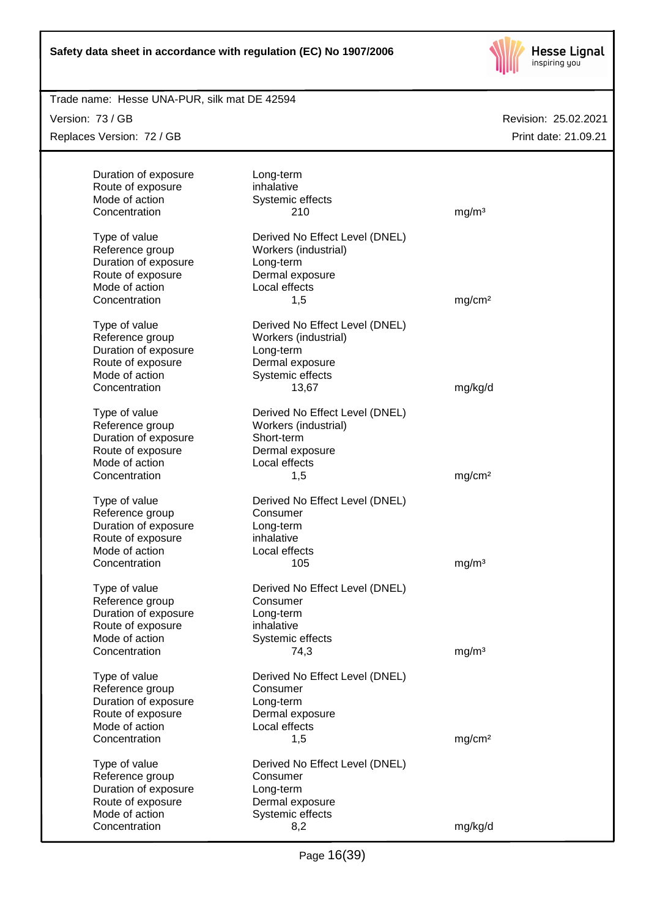| | | |
|---|---|---|
| Duration of exposure | Long-term | |
| Route of exposure | inhalative | |
| Mode of action | Systemic effects | |
| Concentration | 210 | mg/m³ |

| | | |
|---|---|---|
| Type of value | Derived No Effect Level (DNEL) | |
| Reference group | Workers (industrial) | |
| Duration of exposure | Long-term | |
| Route of exposure | Dermal exposure | |
| Mode of action | Local effects | |
| Concentration | 1,5 | mg/cm² |

| | | |
|---|---|---|
| Type of value | Derived No Effect Level (DNEL) | |
| Reference group | Workers (industrial) | |
| Duration of exposure | Long-term | |
| Route of exposure | Dermal exposure | |
| Mode of action | Systemic effects | |
| Concentration | 13,67 | mg/kg/d |

| | | |
|---|---|---|
| Type of value | Derived No Effect Level (DNEL) | |
| Reference group | Workers (industrial) | |
| Duration of exposure | Short-term | |
| Route of exposure | Dermal exposure | |
| Mode of action | Local effects | |
| Concentration | 1,5 | mg/cm² |

| | | |
|---|---|---|
| Type of value | Derived No Effect Level (DNEL) | |
| Reference group | Consumer | |
| Duration of exposure | Long-term | |
| Route of exposure | inhalative | |
| Mode of action | Local effects | |
| Concentration | 105 | mg/m³ |

| | | |
|---|---|---|
| Type of value | Derived No Effect Level (DNEL) | |
| Reference group | Consumer | |
| Duration of exposure | Long-term | |
| Route of exposure | inhalative | |
| Mode of action | Systemic effects | |
| Concentration | 74,3 | mg/m³ |

| | | |
|---|---|---|
| Type of value | Derived No Effect Level (DNEL) | |
| Reference group | Consumer | |
| Duration of exposure | Long-term | |
| Route of exposure | Dermal exposure | |
| Mode of action | Local effects | |
| Concentration | 1,5 | mg/cm² |

| | | |
|---|---|---|
| Type of value | Derived No Effect Level (DNEL) | |
| Reference group | Consumer | |
| Duration of exposure | Long-term | |
| Route of exposure | Dermal exposure | |
| Mode of action | Systemic effects | |
| Concentration | 8,2 | mg/kg/d |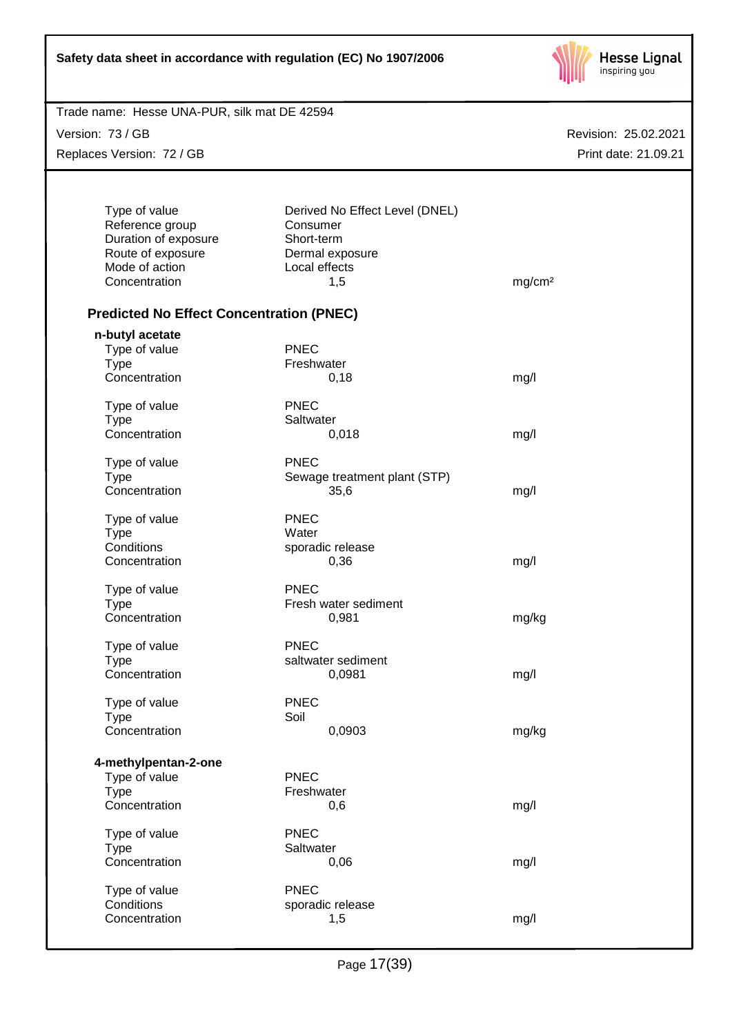| | | |
|---|---|---|
| Type of value | Derived No Effect Level (DNEL) | |
| Reference group | Consumer | |
| Duration of exposure | Short-term | |
| Route of exposure | Dermal exposure | |
| Mode of action | Local effects | |
| Concentration | 1,5 | mg/cm² |

### Predicted No Effect Concentration (PNEC)

**n-butyl acetate**

| | | |
|---|---|---|
| Type of value | PNEC | |
| Type | Freshwater | |
| Concentration | 0,18 | mg/l |

| | | |
|---|---|---|
| Type of value | PNEC | |
| Type | Saltwater | |
| Concentration | 0,018 | mg/l |

| | | |
|---|---|---|
| Type of value | PNEC | |
| Type | Sewage treatment plant (STP) | |
| Concentration | 35,6 | mg/l |

| | | |
|---|---|---|
| Type of value | PNEC | |
| Type | Water | |
| Conditions | sporadic release | |
| Concentration | 0,36 | mg/l |

| | | |
|---|---|---|
| Type of value | PNEC | |
| Type | Fresh water sediment | |
| Concentration | 0,981 | mg/kg |

| | | |
|---|---|---|
| Type of value | PNEC | |
| Type | saltwater sediment | |
| Concentration | 0,0981 | mg/l |

| | | |
|---|---|---|
| Type of value | PNEC | |
| Type | Soil | |
| Concentration | 0,0903 | mg/kg |

**4-methylpentan-2-one**

| | | |
|---|---|---|
| Type of value | PNEC | |
| Type | Freshwater | |
| Concentration | 0,6 | mg/l |

| | | |
|---|---|---|
| Type of value | PNEC | |
| Type | Saltwater | |
| Concentration | 0,06 | mg/l |

| | | |
|---|---|---|
| Type of value | PNEC | |
| Conditions | sporadic release | |
| Concentration | 1,5 | mg/l |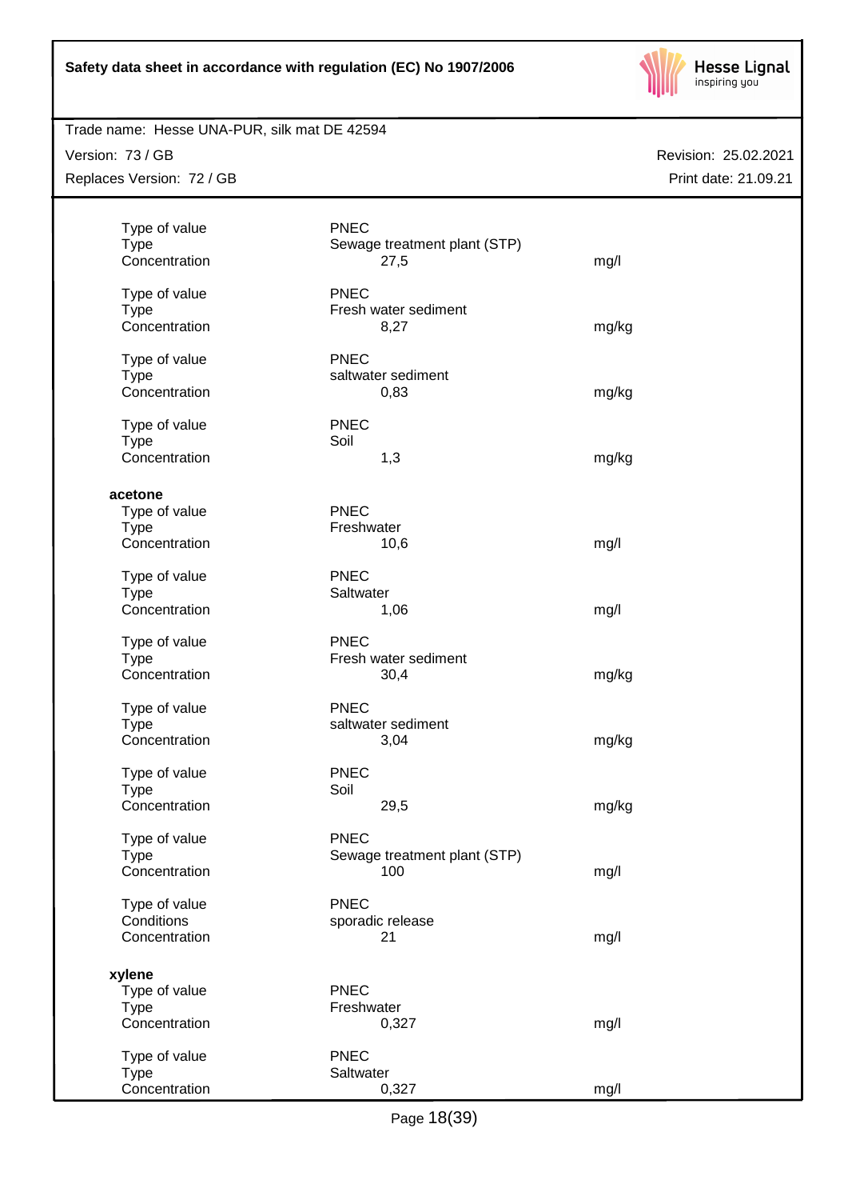| | | |
|---|---|---|
| Type of value | PNEC | |
| Type | Sewage treatment plant (STP) | |
| Concentration | 27,5 | mg/l |
| | | |
| Type of value | PNEC | |
| Type | Fresh water sediment | |
| Concentration | 8,27 | mg/kg |
| | | |
| Type of value | PNEC | |
| Type | saltwater sediment | |
| Concentration | 0,83 | mg/kg |
| | | |
| Type of value | PNEC | |
| Type | Soil | |
| Concentration | 1,3 | mg/kg |

**acetone**

| | | |
|---|---|---|
| Type of value | PNEC | |
| Type | Freshwater | |
| Concentration | 10,6 | mg/l |
| | | |
| Type of value | PNEC | |
| Type | Saltwater | |
| Concentration | 1,06 | mg/l |
| | | |
| Type of value | PNEC | |
| Type | Fresh water sediment | |
| Concentration | 30,4 | mg/kg |
| | | |
| Type of value | PNEC | |
| Type | saltwater sediment | |
| Concentration | 3,04 | mg/kg |
| | | |
| Type of value | PNEC | |
| Type | Soil | |
| Concentration | 29,5 | mg/kg |
| | | |
| Type of value | PNEC | |
| Type | Sewage treatment plant (STP) | |
| Concentration | 100 | mg/l |
| | | |
| Type of value | PNEC | |
| Conditions | sporadic release | |
| Concentration | 21 | mg/l |

**xylene**

| | | |
|---|---|---|
| Type of value | PNEC | |
| Type | Freshwater | |
| Concentration | 0,327 | mg/l |
| | | |
| Type of value | PNEC | |
| Type | Saltwater | |
| Concentration | 0,327 | mg/l |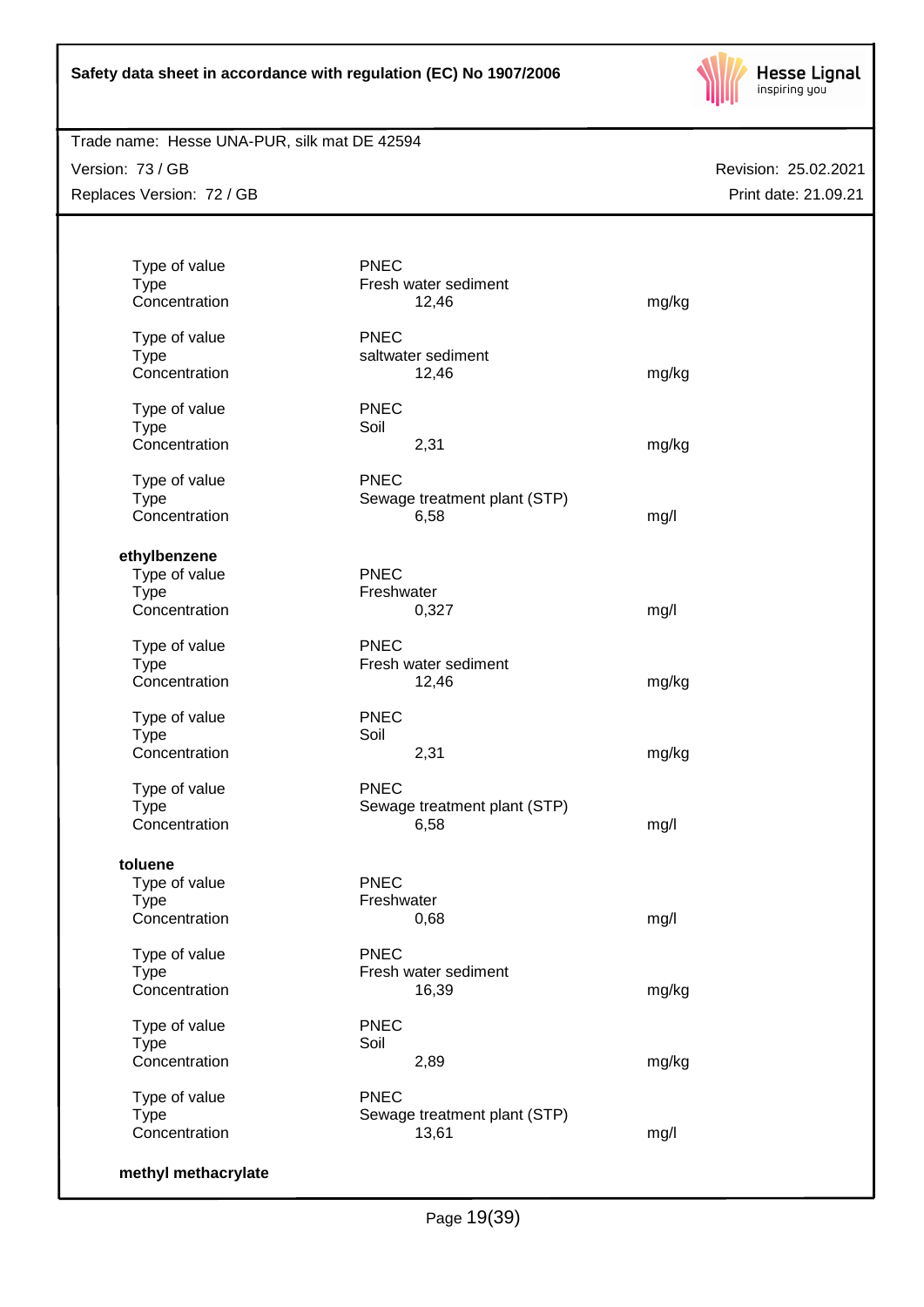| | | |
|---|---|---|
| Type of value | PNEC | |
| Type | Fresh water sediment | |
| Concentration | 12,46 | mg/kg |
| | | |
| Type of value | PNEC | |
| Type | saltwater sediment | |
| Concentration | 12,46 | mg/kg |
| | | |
| Type of value | PNEC | |
| Type | Soil | |
| Concentration | 2,31 | mg/kg |
| | | |
| Type of value | PNEC | |
| Type | Sewage treatment plant (STP) | |
| Concentration | 6,58 | mg/l |

**ethylbenzene**

| | | |
|---|---|---|
| Type of value | PNEC | |
| Type | Freshwater | |
| Concentration | 0,327 | mg/l |
| | | |
| Type of value | PNEC | |
| Type | Fresh water sediment | |
| Concentration | 12,46 | mg/kg |
| | | |
| Type of value | PNEC | |
| Type | Soil | |
| Concentration | 2,31 | mg/kg |
| | | |
| Type of value | PNEC | |
| Type | Sewage treatment plant (STP) | |
| Concentration | 6,58 | mg/l |

**toluene**

| | | |
|---|---|---|
| Type of value | PNEC | |
| Type | Freshwater | |
| Concentration | 0,68 | mg/l |
| | | |
| Type of value | PNEC | |
| Type | Fresh water sediment | |
| Concentration | 16,39 | mg/kg |
| | | |
| Type of value | PNEC | |
| Type | Soil | |
| Concentration | 2,89 | mg/kg |
| | | |
| Type of value | PNEC | |
| Type | Sewage treatment plant (STP) | |
| Concentration | 13,61 | mg/l |

**methyl methacrylate**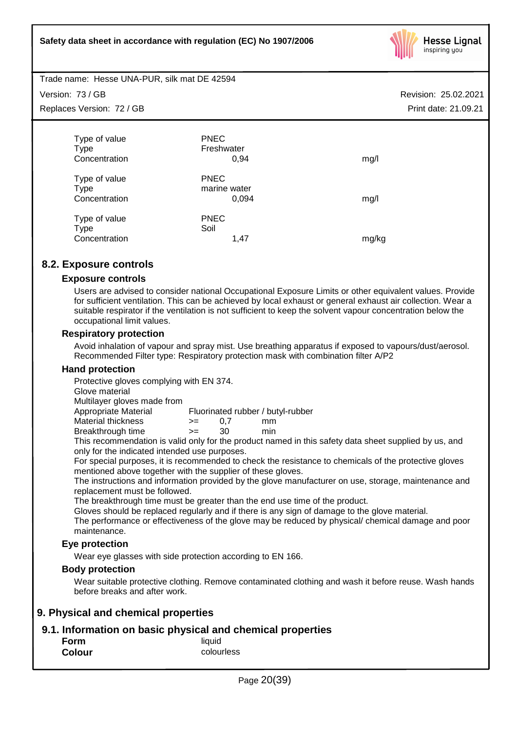| | | |
|---|---|---|
| Type of value | PNEC | |
| Type | Freshwater | |
| Concentration | 0,94 | mg/l |

| | | |
|---|---|---|
| Type of value | PNEC | |
| Type | marine water | |
| Concentration | 0,094 | mg/l |

| | | |
|---|---|---|
| Type of value | PNEC | |
| Type | Soil | |
| Concentration | 1,47 | mg/kg |

## 8.2. Exposure controls

### Exposure controls

Users are advised to consider national Occupational Exposure Limits or other equivalent values. Provide for sufficient ventilation. This can be achieved by local exhaust or general exhaust air collection. Wear a suitable respirator if the ventilation is not sufficient to keep the solvent vapour concentration below the occupational limit values.

### Respiratory protection

Avoid inhalation of vapour and spray mist. Use breathing apparatus if exposed to vapours/dust/aerosol. Recommended Filter type: Respiratory protection mask with combination filter A/P2

### Hand protection

Protective gloves complying with EN 374.
Glove material
Multilayer gloves made from

| | | | |
|---|---|---|---|
| Appropriate Material | Fluorinated rubber / butyl-rubber | | |
| Material thickness | >= | 0,7 | mm |
| Breakthrough time | >= | 30 | min |

This recommendation is valid only for the product named in this safety data sheet supplied by us, and only for the indicated intended use purposes.
For special purposes, it is recommended to check the resistance to chemicals of the protective gloves mentioned above together with the supplier of these gloves.
The instructions and information provided by the glove manufacturer on use, storage, maintenance and replacement must be followed.
The breakthrough time must be greater than the end use time of the product.
Gloves should be replaced regularly and if there is any sign of damage to the glove material.
The performance or effectiveness of the glove may be reduced by physical/ chemical damage and poor maintenance.

### Eye protection

Wear eye glasses with side protection according to EN 166.

### Body protection

Wear suitable protective clothing. Remove contaminated clothing and wash it before reuse. Wash hands before breaks and after work.

# 9. Physical and chemical properties

## 9.1. Information on basic physical and chemical properties

| | |
|---|---|
| **Form** | liquid |
| **Colour** | colourless |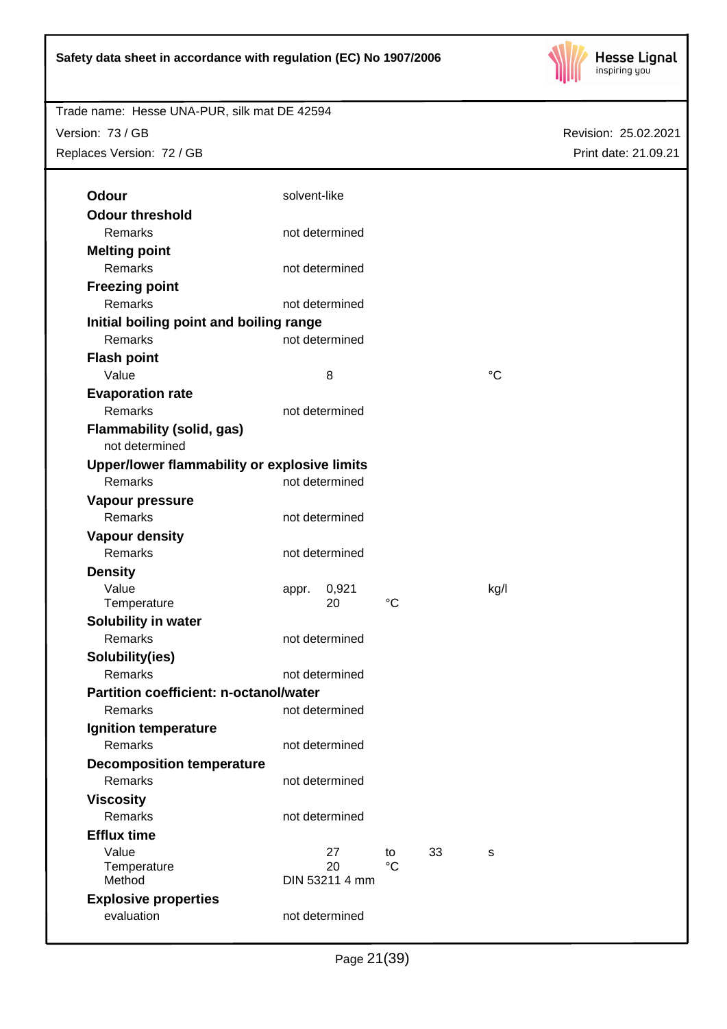Trade name: Hesse UNA-PUR, silk mat DE 42594

Version: 73 / GB  Revision: 25.02.2021

Replaces Version: 72 / GB  Print date: 21.09.21

**Odour** solvent-like

**Odour threshold**

| | |
|---|---|
| Remarks | not determined |

**Melting point**

| | |
|---|---|
| Remarks | not determined |

**Freezing point**

| | |
|---|---|
| Remarks | not determined |

**Initial boiling point and boiling range**

| | |
|---|---|
| Remarks | not determined |

**Flash point**

| | | |
|---|---|---|
| Value | 8 | °C |

**Evaporation rate**

| | |
|---|---|
| Remarks | not determined |

**Flammability (solid, gas)**

not determined

**Upper/lower flammability or explosive limits**

| | |
|---|---|
| Remarks | not determined |

**Vapour pressure**

| | |
|---|---|
| Remarks | not determined |

**Vapour density**

| | |
|---|---|
| Remarks | not determined |

**Density**

| | | | |
|---|---|---|---|
| Value | appr. 0,921 | | kg/l |
| Temperature | 20 | °C | |

**Solubility in water**

| | |
|---|---|
| Remarks | not determined |

**Solubility(ies)**

| | |
|---|---|
| Remarks | not determined |

**Partition coefficient: n-octanol/water**

| | |
|---|---|
| Remarks | not determined |

**Ignition temperature**

| | |
|---|---|
| Remarks | not determined |

**Decomposition temperature**

| | |
|---|---|
| Remarks | not determined |

**Viscosity**

| | |
|---|---|
| Remarks | not determined |

**Efflux time**

| | | | | |
|---|---|---|---|---|
| Value | 27 | to | 33 | s |
| Temperature | 20 | °C | | |
| Method | DIN 53211 4 mm | | | |

**Explosive properties**

| | |
|---|---|
| evaluation | not determined |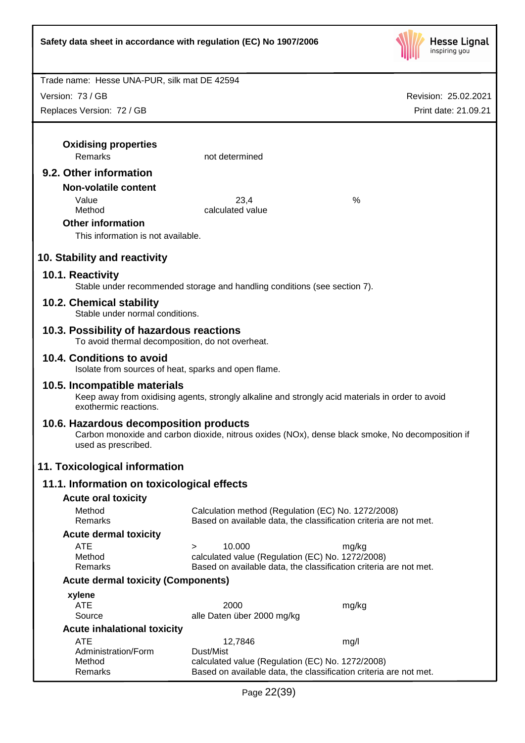**Oxidising properties**

| | | |
|---|---|---|
| Remarks | not determined | |

## 9.2. Other information

**Non-volatile content**

| | | |
|---|---|---|
| Value | 23,4 | % |
| Method | calculated value | |

**Other information**

This information is not available.

# 10. Stability and reactivity

## 10.1. Reactivity

Stable under recommended storage and handling conditions (see section 7).

## 10.2. Chemical stability

Stable under normal conditions.

## 10.3. Possibility of hazardous reactions

To avoid thermal decomposition, do not overheat.

## 10.4. Conditions to avoid

Isolate from sources of heat, sparks and open flame.

## 10.5. Incompatible materials

Keep away from oxidising agents, strongly alkaline and strongly acid materials in order to avoid exothermic reactions.

## 10.6. Hazardous decomposition products

Carbon monoxide and carbon dioxide, nitrous oxides (NOx), dense black smoke, No decomposition if used as prescribed.

# 11. Toxicological information

## 11.1. Information on toxicological effects

**Acute oral toxicity**

| | |
|---|---|
| Method | Calculation method (Regulation (EC) No. 1272/2008) |
| Remarks | Based on available data, the classification criteria are not met. |

**Acute dermal toxicity**

| | | |
|---|---|---|
| ATE | > 10.000 | mg/kg |
| Method | calculated value (Regulation (EC) No. 1272/2008) | |
| Remarks | Based on available data, the classification criteria are not met. | |

**Acute dermal toxicity (Components)**

**xylene**

| | | |
|---|---|---|
| ATE | 2000 | mg/kg |
| Source | alle Daten über 2000 mg/kg | |

**Acute inhalational toxicity**

| | | |
|---|---|---|
| ATE | 12,7846 | mg/l |
| Administration/Form | Dust/Mist | |
| Method | calculated value (Regulation (EC) No. 1272/2008) | |
| Remarks | Based on available data, the classification criteria are not met. | |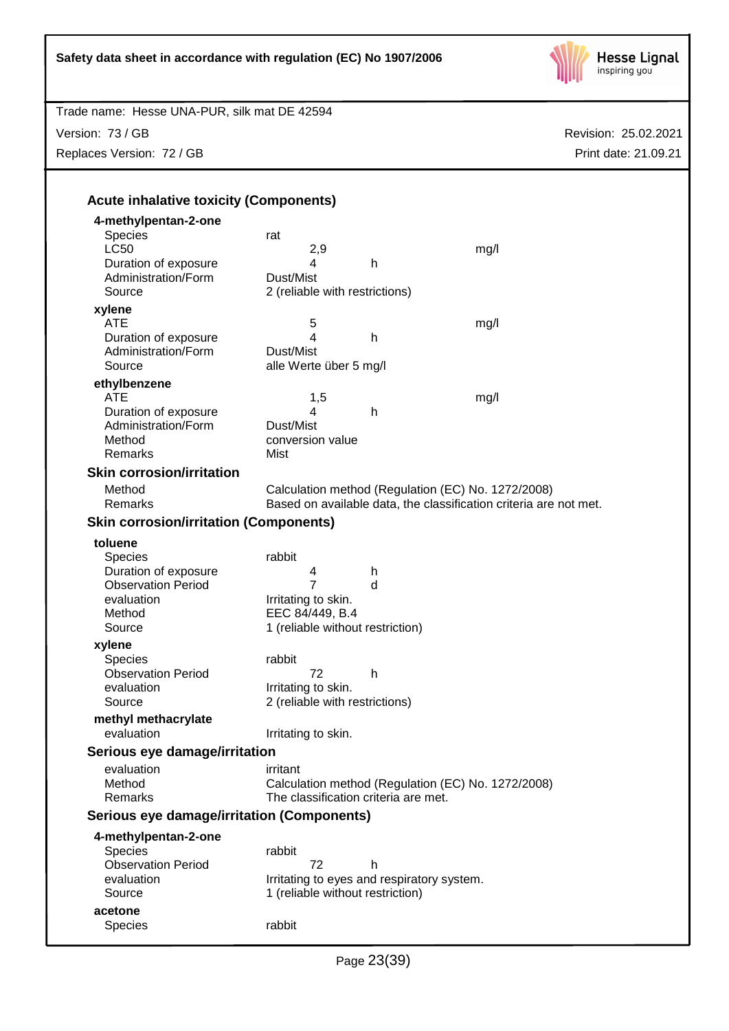### Acute inhalative toxicity (Components)

**4-methylpentan-2-one**

| | | | |
|---|---|---|---|
| Species | rat | | |
| LC50 | 2,9 | | mg/l |
| Duration of exposure | 4 | h | |
| Administration/Form | Dust/Mist | | |
| Source | 2 (reliable with restrictions) | | |

**xylene**

| | | | |
|---|---|---|---|
| ATE | 5 | | mg/l |
| Duration of exposure | 4 | h | |
| Administration/Form | Dust/Mist | | |
| Source | alle Werte über 5 mg/l | | |

**ethylbenzene**

| | | | |
|---|---|---|---|
| ATE | 1,5 | | mg/l |
| Duration of exposure | 4 | h | |
| Administration/Form | Dust/Mist | | |
| Method | conversion value | | |
| Remarks | Mist | | |

### Skin corrosion/irritation

| | |
|---|---|
| Method | Calculation method (Regulation (EC) No. 1272/2008) |
| Remarks | Based on available data, the classification criteria are not met. |

### Skin corrosion/irritation (Components)

**toluene**

| | | |
|---|---|---|
| Species | rabbit | |
| Duration of exposure | 4 | h |
| Observation Period | 7 | d |
| evaluation | Irritating to skin. | |
| Method | EEC 84/449, B.4 | |
| Source | 1 (reliable without restriction) | |

**xylene**

| | | |
|---|---|---|
| Species | rabbit | |
| Observation Period | 72 | h |
| evaluation | Irritating to skin. | |
| Source | 2 (reliable with restrictions) | |

**methyl methacrylate**

| | |
|---|---|
| evaluation | Irritating to skin. |

### Serious eye damage/irritation

| | |
|---|---|
| evaluation | irritant |
| Method | Calculation method (Regulation (EC) No. 1272/2008) |
| Remarks | The classification criteria are met. |

### Serious eye damage/irritation (Components)

**4-methylpentan-2-one**

| | | |
|---|---|---|
| Species | rabbit | |
| Observation Period | 72 | h |
| evaluation | Irritating to eyes and respiratory system. | |
| Source | 1 (reliable without restriction) | |

**acetone**

| | |
|---|---|
| Species | rabbit |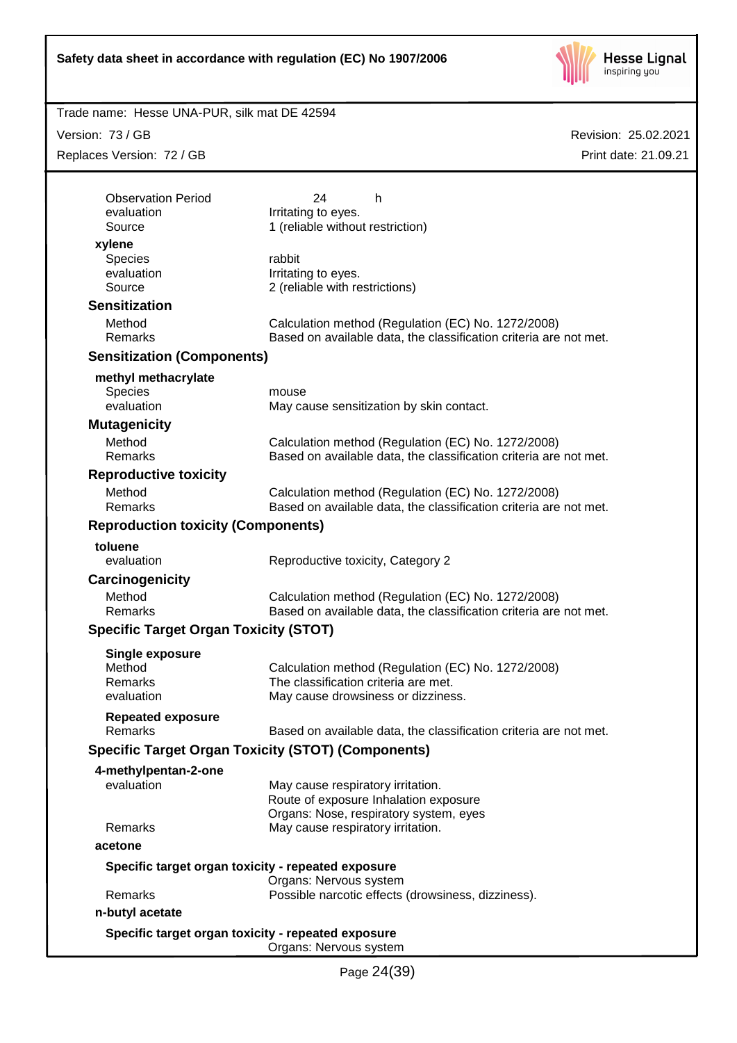| | |
|---|---|
| Observation Period | 24 h |
| evaluation | Irritating to eyes. |
| Source | 1 (reliable without restriction) |

**xylene**

| | |
|---|---|
| Species | rabbit |
| evaluation | Irritating to eyes. |
| Source | 2 (reliable with restrictions) |

### Sensitization

| | |
|---|---|
| Method | Calculation method (Regulation (EC) No. 1272/2008) |
| Remarks | Based on available data, the classification criteria are not met. |

### Sensitization (Components)

**methyl methacrylate**

| | |
|---|---|
| Species | mouse |
| evaluation | May cause sensitization by skin contact. |

### Mutagenicity

| | |
|---|---|
| Method | Calculation method (Regulation (EC) No. 1272/2008) |
| Remarks | Based on available data, the classification criteria are not met. |

### Reproductive toxicity

| | |
|---|---|
| Method | Calculation method (Regulation (EC) No. 1272/2008) |
| Remarks | Based on available data, the classification criteria are not met. |

### Reproduction toxicity (Components)

**toluene**

| | |
|---|---|
| evaluation | Reproductive toxicity, Category 2 |

### Carcinogenicity

| | |
|---|---|
| Method | Calculation method (Regulation (EC) No. 1272/2008) |
| Remarks | Based on available data, the classification criteria are not met. |

### Specific Target Organ Toxicity (STOT)

**Single exposure**

| | |
|---|---|
| Method | Calculation method (Regulation (EC) No. 1272/2008) |
| Remarks | The classification criteria are met. |
| evaluation | May cause drowsiness or dizziness. |

**Repeated exposure**

| | |
|---|---|
| Remarks | Based on available data, the classification criteria are not met. |

### Specific Target Organ Toxicity (STOT) (Components)

**4-methylpentan-2-one**

| | |
|---|---|
| evaluation | May cause respiratory irritation.<br>Route of exposure Inhalation exposure<br>Organs: Nose, respiratory system, eyes |
| Remarks | May cause respiratory irritation. |

**acetone**

**Specific target organ toxicity - repeated exposure**

| | |
|---|---|
| | Organs: Nervous system |
| Remarks | Possible narcotic effects (drowsiness, dizziness). |

**n-butyl acetate**

**Specific target organ toxicity - repeated exposure**

| | |
|---|---|
| | Organs: Nervous system |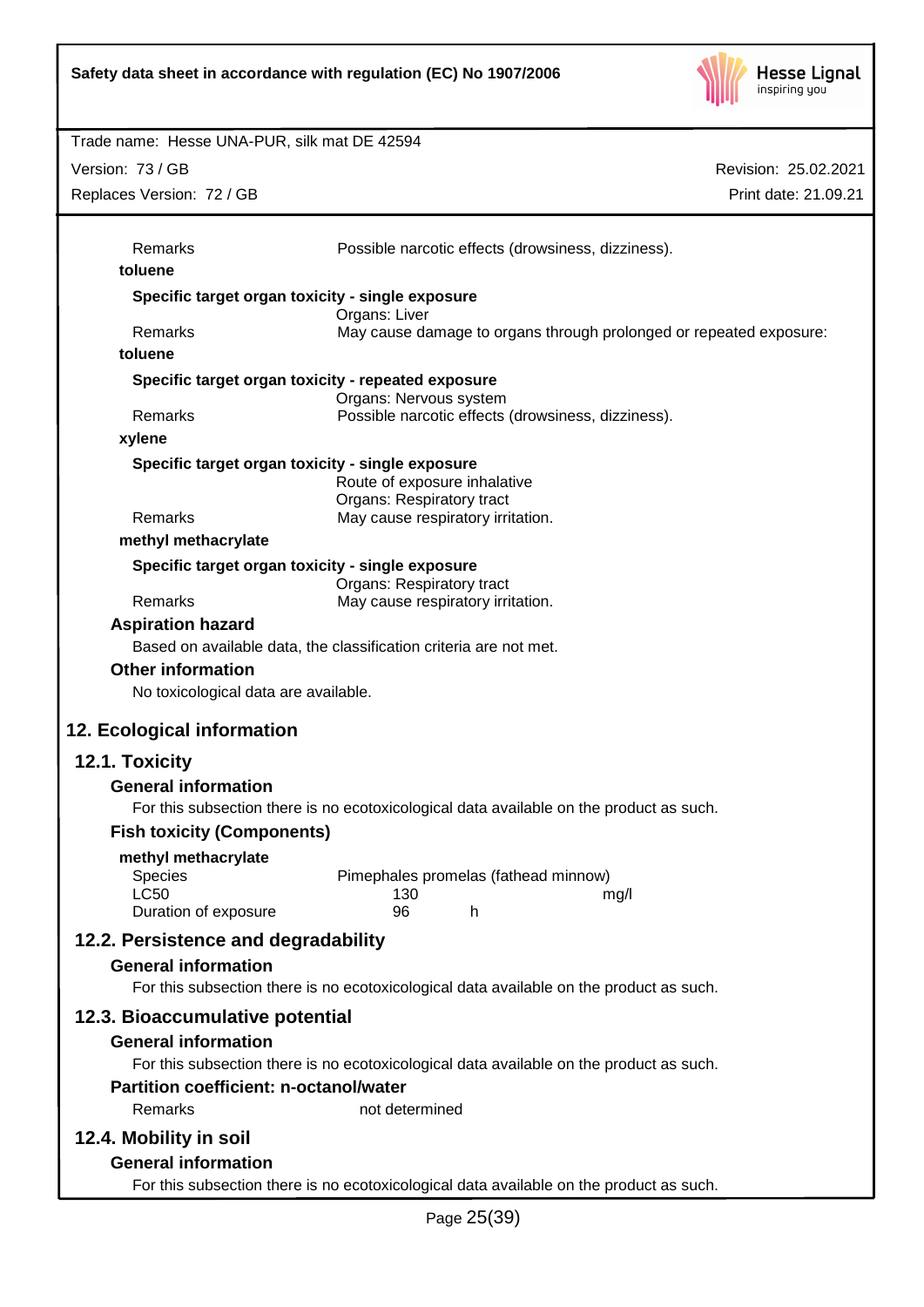| | |
|---|---|
| Remarks | Possible narcotic effects (drowsiness, dizziness). |

**toluene**

**Specific target organ toxicity - single exposure**

| | |
|---|---|
| | Organs: Liver |
| Remarks | May cause damage to organs through prolonged or repeated exposure: |

**toluene**

**Specific target organ toxicity - repeated exposure**

| | |
|---|---|
| | Organs: Nervous system |
| Remarks | Possible narcotic effects (drowsiness, dizziness). |

**xylene**

**Specific target organ toxicity - single exposure**

| | |
|---|---|
| | Route of exposure inhalative |
| | Organs: Respiratory tract |
| Remarks | May cause respiratory irritation. |

**methyl methacrylate**

**Specific target organ toxicity - single exposure**

| | |
|---|---|
| | Organs: Respiratory tract |
| Remarks | May cause respiratory irritation. |

### Aspiration hazard

Based on available data, the classification criteria are not met.

### Other information

No toxicological data are available.

# 12. Ecological information

## 12.1. Toxicity

### General information

For this subsection there is no ecotoxicological data available on the product as such.

### Fish toxicity (Components)

**methyl methacrylate**

| | | |
|---|---|---|
| Species | Pimephales promelas (fathead minnow) | |
| LC50 | 130 | mg/l |
| Duration of exposure | 96 | h |

## 12.2. Persistence and degradability

### General information

For this subsection there is no ecotoxicological data available on the product as such.

## 12.3. Bioaccumulative potential

### General information

For this subsection there is no ecotoxicological data available on the product as such.

### Partition coefficient: n-octanol/water

| | |
|---|---|
| Remarks | not determined |

## 12.4. Mobility in soil

### General information

For this subsection there is no ecotoxicological data available on the product as such.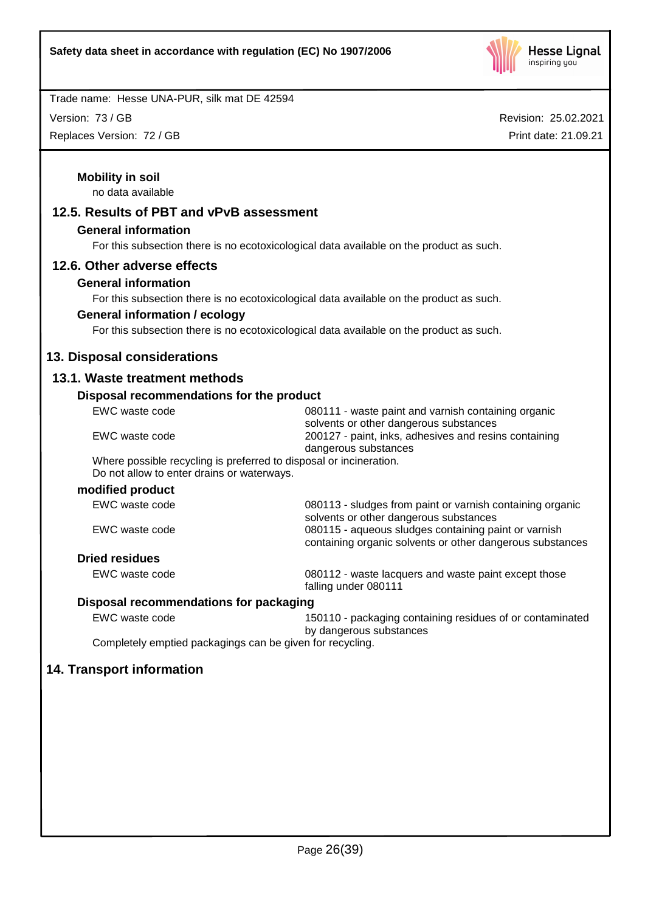**Mobility in soil**

no data available

## 12.5. Results of PBT and vPvB assessment

**General information**

For this subsection there is no ecotoxicological data available on the product as such.

## 12.6. Other adverse effects

**General information**

For this subsection there is no ecotoxicological data available on the product as such.

**General information / ecology**

For this subsection there is no ecotoxicological data available on the product as such.

# 13. Disposal considerations

## 13.1. Waste treatment methods

### Disposal recommendations for the product

| | |
|---|---|
| EWC waste code | 080111 - waste paint and varnish containing organic solvents or other dangerous substances |
| EWC waste code | 200127 - paint, inks, adhesives and resins containing dangerous substances |

Where possible recycling is preferred to disposal or incineration.
Do not allow to enter drains or waterways.

### modified product

| | |
|---|---|
| EWC waste code | 080113 - sludges from paint or varnish containing organic solvents or other dangerous substances |
| EWC waste code | 080115 - aqueous sludges containing paint or varnish containing organic solvents or other dangerous substances |

### Dried residues

| | |
|---|---|
| EWC waste code | 080112 - waste lacquers and waste paint except those falling under 080111 |

### Disposal recommendations for packaging

| | |
|---|---|
| EWC waste code | 150110 - packaging containing residues of or contaminated by dangerous substances |

Completely emptied packagings can be given for recycling.

# 14. Transport information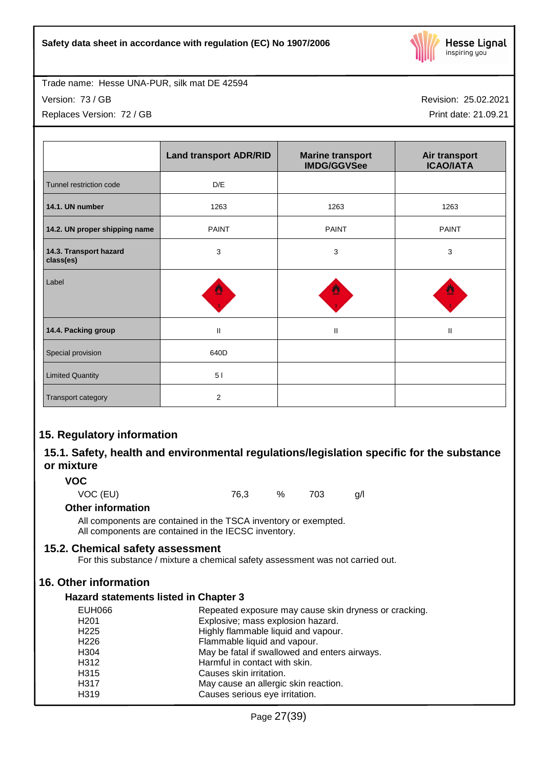| | Land transport ADR/RID | Marine transport IMDG/GGVSee | Air transport ICAO/IATA |
|---|---|---|---|
| Tunnel restriction code | D/E | | |
| **14.1. UN number** | 1263 | 1263 | 1263 |
| **14.2. UN proper shipping name** | PAINT | PAINT | PAINT |
| **14.3. Transport hazard class(es)** | 3 | 3 | 3 |
| Label | | | |
| **14.4. Packing group** | II | II | II |
| Special provision | 640D | | |
| Limited Quantity | 5 l | | |
| Transport category | 2 | | |

# 15. Regulatory information

## 15.1. Safety, health and environmental regulations/legislation specific for the substance or mixture

### VOC

| | | | | |
|---|---|---|---|---|
| VOC (EU) | 76,3 | % | 703 | g/l |

### Other information

All components are contained in the TSCA inventory or exempted.
All components are contained in the IECSC inventory.

## 15.2. Chemical safety assessment

For this substance / mixture a chemical safety assessment was not carried out.

# 16. Other information

### Hazard statements listed in Chapter 3

| | |
|---|---|
| EUH066 | Repeated exposure may cause skin dryness or cracking. |
| H201 | Explosive; mass explosion hazard. |
| H225 | Highly flammable liquid and vapour. |
| H226 | Flammable liquid and vapour. |
| H304 | May be fatal if swallowed and enters airways. |
| H312 | Harmful in contact with skin. |
| H315 | Causes skin irritation. |
| H317 | May cause an allergic skin reaction. |
| H319 | Causes serious eye irritation. |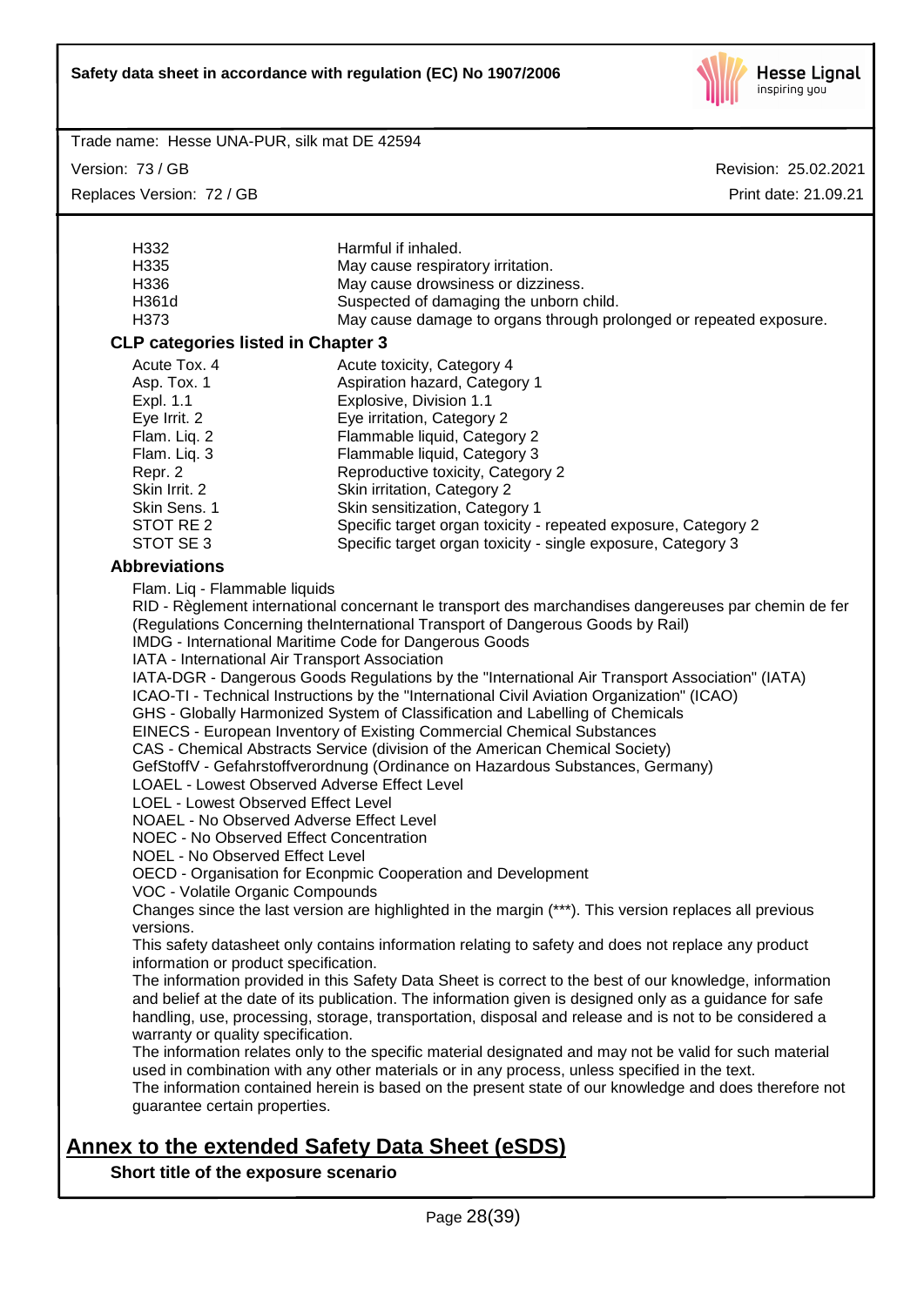| | |
|---|---|
| H332 | Harmful if inhaled. |
| H335 | May cause respiratory irritation. |
| H336 | May cause drowsiness or dizziness. |
| H361d | Suspected of damaging the unborn child. |
| H373 | May cause damage to organs through prolonged or repeated exposure. |

**CLP categories listed in Chapter 3**

| | |
|---|---|
| Acute Tox. 4 | Acute toxicity, Category 4 |
| Asp. Tox. 1 | Aspiration hazard, Category 1 |
| Expl. 1.1 | Explosive, Division 1.1 |
| Eye Irrit. 2 | Eye irritation, Category 2 |
| Flam. Liq. 2 | Flammable liquid, Category 2 |
| Flam. Liq. 3 | Flammable liquid, Category 3 |
| Repr. 2 | Reproductive toxicity, Category 2 |
| Skin Irrit. 2 | Skin irritation, Category 2 |
| Skin Sens. 1 | Skin sensitization, Category 1 |
| STOT RE 2 | Specific target organ toxicity - repeated exposure, Category 2 |
| STOT SE 3 | Specific target organ toxicity - single exposure, Category 3 |

**Abbreviations**

Flam. Liq - Flammable liquids
RID - Règlement international concernant le transport des marchandises dangereuses par chemin de fer (Regulations Concerning theInternational Transport of Dangerous Goods by Rail)
IMDG - International Maritime Code for Dangerous Goods
IATA - International Air Transport Association
IATA-DGR - Dangerous Goods Regulations by the "International Air Transport Association" (IATA)
ICAO-TI - Technical Instructions by the "International Civil Aviation Organization" (ICAO)
GHS - Globally Harmonized System of Classification and Labelling of Chemicals
EINECS - European Inventory of Existing Commercial Chemical Substances
CAS - Chemical Abstracts Service (division of the American Chemical Society)
GefStoffV - Gefahrstoffverordnung (Ordinance on Hazardous Substances, Germany)
LOAEL - Lowest Observed Adverse Effect Level
LOEL - Lowest Observed Effect Level
NOAEL - No Observed Adverse Effect Level
NOEC - No Observed Effect Concentration
NOEL - No Observed Effect Level
OECD - Organisation for Econpmic Cooperation and Development
VOC - Volatile Organic Compounds

Changes since the last version are highlighted in the margin (***). This version replaces all previous versions.

This safety datasheet only contains information relating to safety and does not replace any product information or product specification.

The information provided in this Safety Data Sheet is correct to the best of our knowledge, information and belief at the date of its publication. The information given is designed only as a guidance for safe handling, use, processing, storage, transportation, disposal and release and is not to be considered a warranty or quality specification.

The information relates only to the specific material designated and may not be valid for such material used in combination with any other materials or in any process, unless specified in the text.

The information contained herein is based on the present state of our knowledge and does therefore not guarantee certain properties.

## Annex to the extended Safety Data Sheet (eSDS)

**Short title of the exposure scenario**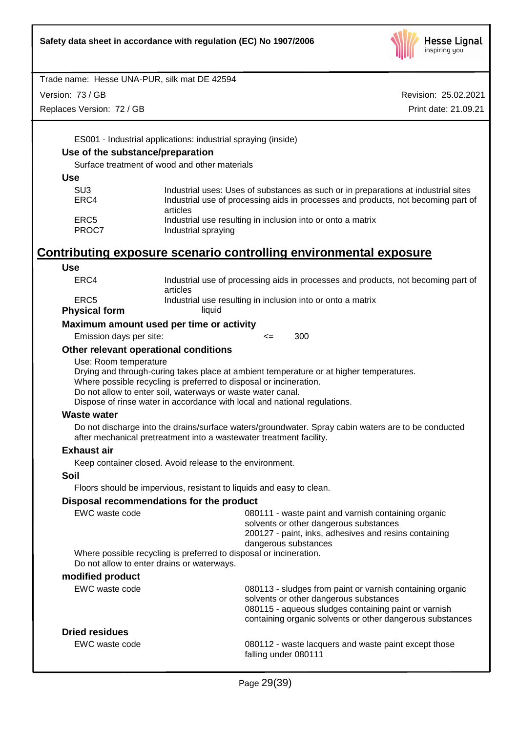ES001 - Industrial applications: industrial spraying (inside)

### Use of the substance/preparation

Surface treatment of wood and other materials

### Use

| | |
|---|---|
| SU3 | Industrial uses: Uses of substances as such or in preparations at industrial sites |
| ERC4 | Industrial use of processing aids in processes and products, not becoming part of articles |
| ERC5 | Industrial use resulting in inclusion into or onto a matrix |
| PROC7 | Industrial spraying |

## Contributing exposure scenario controlling environmental exposure

### Use

| | |
|---|---|
| ERC4 | Industrial use of processing aids in processes and products, not becoming part of articles |
| ERC5 | Industrial use resulting in inclusion into or onto a matrix |

**Physical form** liquid

### Maximum amount used per time or activity

Emission days per site: <= 300

### Other relevant operational conditions

Use: Room temperature
Drying and through-curing takes place at ambient temperature or at higher temperatures.
Where possible recycling is preferred to disposal or incineration.
Do not allow to enter soil, waterways or waste water canal.
Dispose of rinse water in accordance with local and national regulations.

### Waste water

Do not discharge into the drains/surface waters/groundwater. Spray cabin waters are to be conducted after mechanical pretreatment into a wastewater treatment facility.

### Exhaust air

Keep container closed. Avoid release to the environment.

### Soil

Floors should be impervious, resistant to liquids and easy to clean.

### Disposal recommendations for the product

EWC waste code: 080111 - waste paint and varnish containing organic solvents or other dangerous substances
200127 - paint, inks, adhesives and resins containing dangerous substances

Where possible recycling is preferred to disposal or incineration.
Do not allow to enter drains or waterways.

### modified product

EWC waste code: 080113 - sludges from paint or varnish containing organic solvents or other dangerous substances
080115 - aqueous sludges containing paint or varnish containing organic solvents or other dangerous substances

### Dried residues

EWC waste code: 080112 - waste lacquers and waste paint except those falling under 080111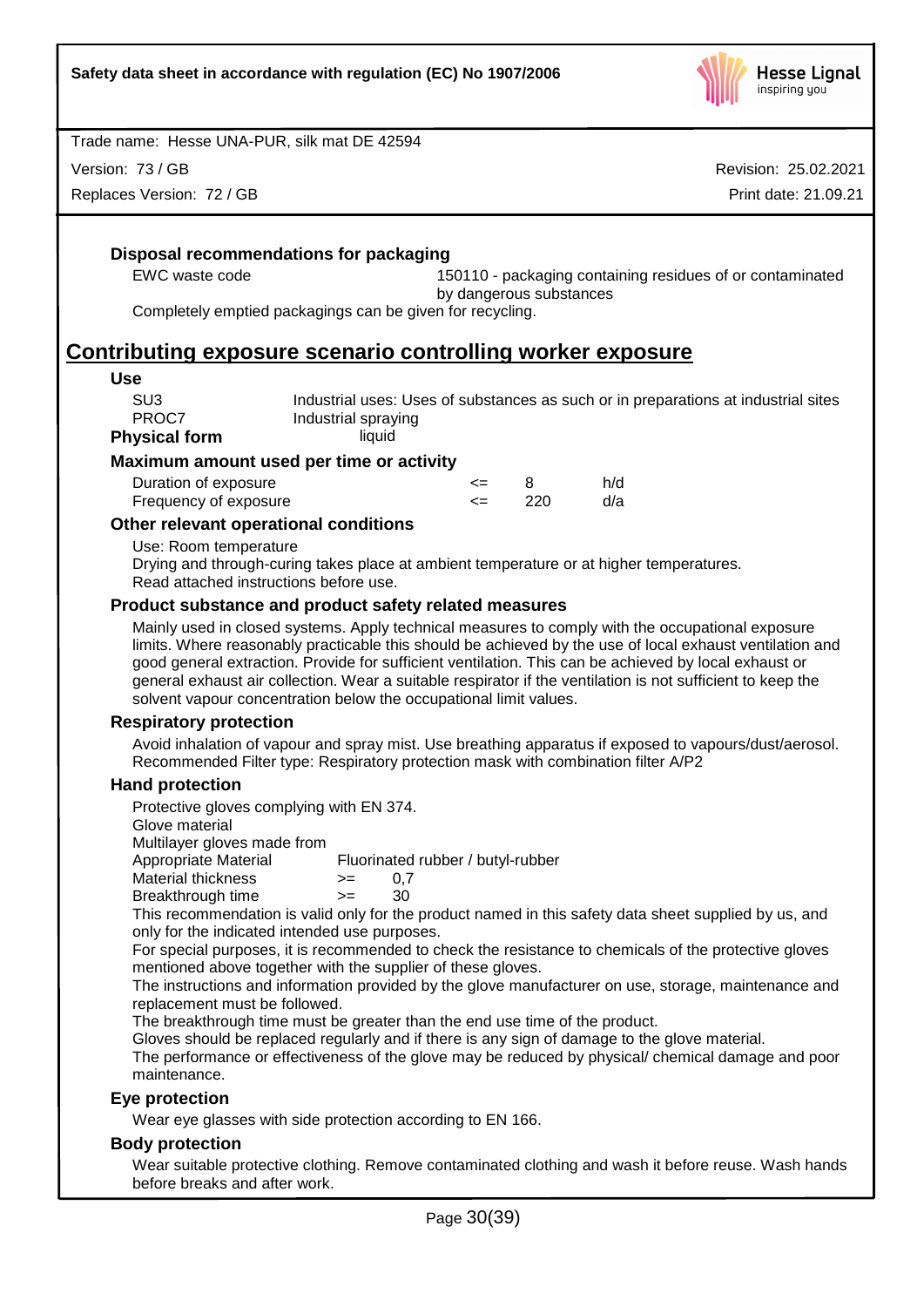### Disposal recommendations for packaging

| | |
|---|---|
| EWC waste code | 150110 - packaging containing residues of or contaminated by dangerous substances |

Completely emptied packagings can be given for recycling.

## Contributing exposure scenario controlling worker exposure

### Use

| | |
|---|---|
| SU3 | Industrial uses: Uses of substances as such or in preparations at industrial sites |
| PROC7 | Industrial spraying |

**Physical form** liquid

### Maximum amount used per time or activity

| | | | |
|---|---|---|---|
| Duration of exposure | <= | 8 | h/d |
| Frequency of exposure | <= | 220 | d/a |

### Other relevant operational conditions

Use: Room temperature
Drying and through-curing takes place at ambient temperature or at higher temperatures.
Read attached instructions before use.

### Product substance and product safety related measures

Mainly used in closed systems. Apply technical measures to comply with the occupational exposure limits. Where reasonably practicable this should be achieved by the use of local exhaust ventilation and good general extraction. Provide for sufficient ventilation. This can be achieved by local exhaust or general exhaust air collection. Wear a suitable respirator if the ventilation is not sufficient to keep the solvent vapour concentration below the occupational limit values.

### Respiratory protection

Avoid inhalation of vapour and spray mist. Use breathing apparatus if exposed to vapours/dust/aerosol.
Recommended Filter type: Respiratory protection mask with combination filter A/P2

### Hand protection

Protective gloves complying with EN 374.
Glove material
Multilayer gloves made from

| | | |
|---|---|---|
| Appropriate Material | | Fluorinated rubber / butyl-rubber |
| Material thickness | >= | 0,7 |
| Breakthrough time | >= | 30 |

This recommendation is valid only for the product named in this safety data sheet supplied by us, and only for the indicated intended use purposes.
For special purposes, it is recommended to check the resistance to chemicals of the protective gloves mentioned above together with the supplier of these gloves.
The instructions and information provided by the glove manufacturer on use, storage, maintenance and replacement must be followed.
The breakthrough time must be greater than the end use time of the product.
Gloves should be replaced regularly and if there is any sign of damage to the glove material.
The performance or effectiveness of the glove may be reduced by physical/ chemical damage and poor maintenance.

### Eye protection

Wear eye glasses with side protection according to EN 166.

### Body protection

Wear suitable protective clothing. Remove contaminated clothing and wash it before reuse. Wash hands before breaks and after work.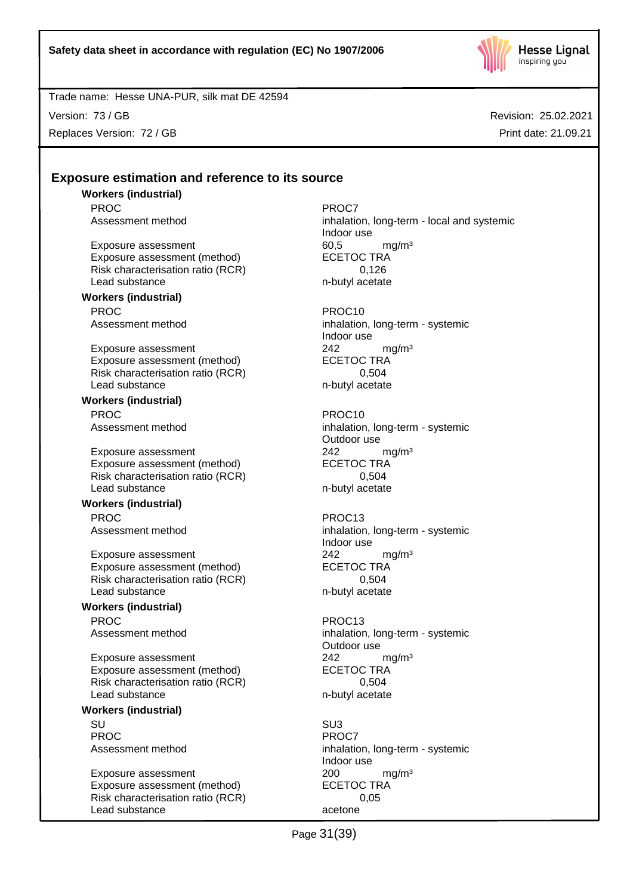## Exposure estimation and reference to its source

**Workers (industrial)**

| | |
|---|---|
| PROC | PROC7 |
| Assessment method | inhalation, long-term - local and systemic<br>Indoor use |
| Exposure assessment | 60,5 mg/m³ |
| Exposure assessment (method) | ECETOC TRA |
| Risk characterisation ratio (RCR) | 0,126 |
| Lead substance | n-butyl acetate |

**Workers (industrial)**

| | |
|---|---|
| PROC | PROC10 |
| Assessment method | inhalation, long-term - systemic<br>Indoor use |
| Exposure assessment | 242 mg/m³ |
| Exposure assessment (method) | ECETOC TRA |
| Risk characterisation ratio (RCR) | 0,504 |
| Lead substance | n-butyl acetate |

**Workers (industrial)**

| | |
|---|---|
| PROC | PROC10 |
| Assessment method | inhalation, long-term - systemic<br>Outdoor use |
| Exposure assessment | 242 mg/m³ |
| Exposure assessment (method) | ECETOC TRA |
| Risk characterisation ratio (RCR) | 0,504 |
| Lead substance | n-butyl acetate |

**Workers (industrial)**

| | |
|---|---|
| PROC | PROC13 |
| Assessment method | inhalation, long-term - systemic<br>Indoor use |
| Exposure assessment | 242 mg/m³ |
| Exposure assessment (method) | ECETOC TRA |
| Risk characterisation ratio (RCR) | 0,504 |
| Lead substance | n-butyl acetate |

**Workers (industrial)**

| | |
|---|---|
| PROC | PROC13 |
| Assessment method | inhalation, long-term - systemic<br>Outdoor use |
| Exposure assessment | 242 mg/m³ |
| Exposure assessment (method) | ECETOC TRA |
| Risk characterisation ratio (RCR) | 0,504 |
| Lead substance | n-butyl acetate |

**Workers (industrial)**

| | |
|---|---|
| SU | SU3 |
| PROC | PROC7 |
| Assessment method | inhalation, long-term - systemic<br>Indoor use |
| Exposure assessment | 200 mg/m³ |
| Exposure assessment (method) | ECETOC TRA |
| Risk characterisation ratio (RCR) | 0,05 |
| Lead substance | acetone |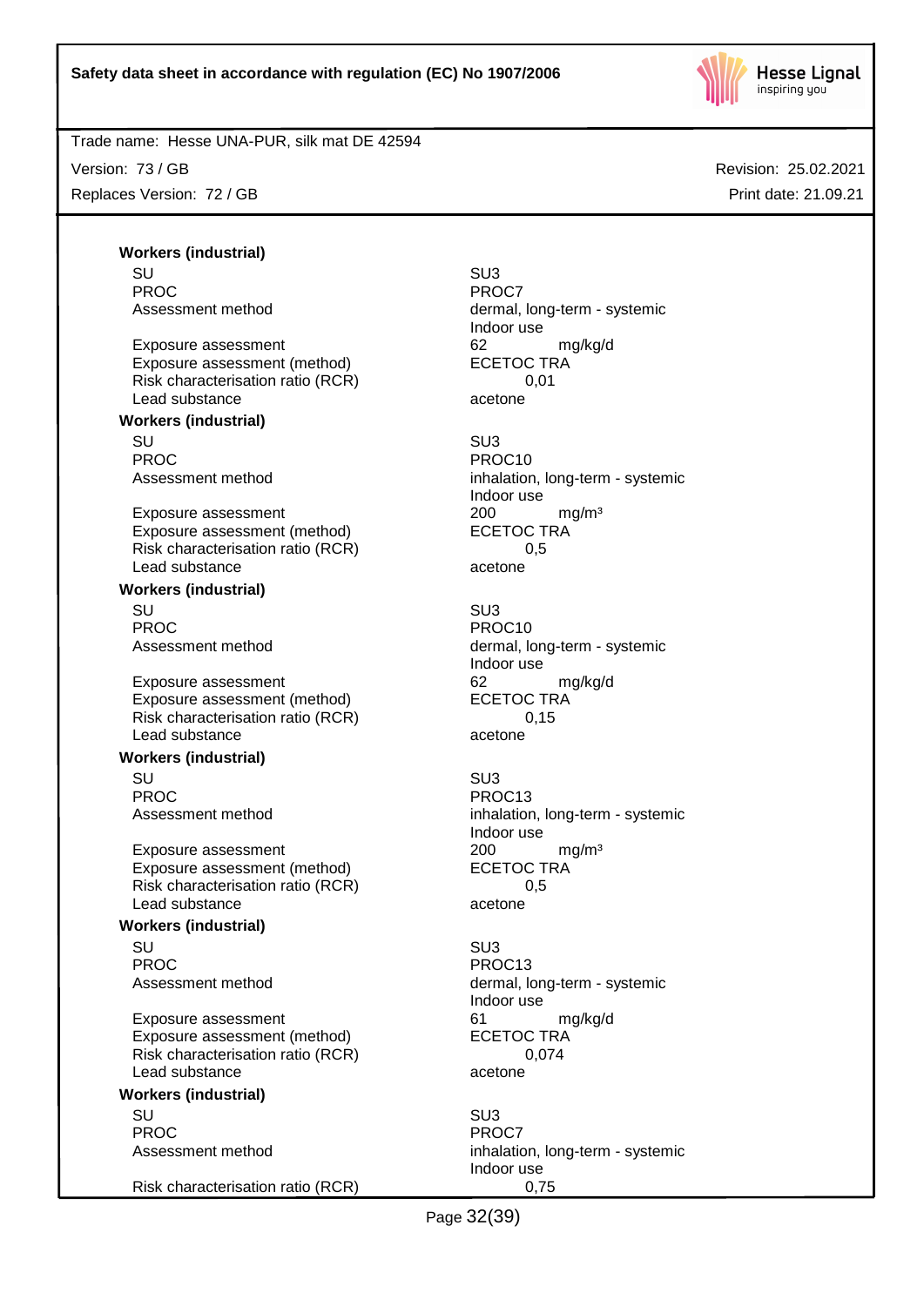**Workers (industrial)**

| | |
|---|---|
| SU | SU3 |
| PROC | PROC7 |
| Assessment method | dermal, long-term - systemic<br>Indoor use |
| Exposure assessment | 62 mg/kg/d |
| Exposure assessment (method) | ECETOC TRA |
| Risk characterisation ratio (RCR) | 0,01 |
| Lead substance | acetone |

**Workers (industrial)**

| | |
|---|---|
| SU | SU3 |
| PROC | PROC10 |
| Assessment method | inhalation, long-term - systemic<br>Indoor use |
| Exposure assessment | 200 mg/m³ |
| Exposure assessment (method) | ECETOC TRA |
| Risk characterisation ratio (RCR) | 0,5 |
| Lead substance | acetone |

**Workers (industrial)**

| | |
|---|---|
| SU | SU3 |
| PROC | PROC10 |
| Assessment method | dermal, long-term - systemic<br>Indoor use |
| Exposure assessment | 62 mg/kg/d |
| Exposure assessment (method) | ECETOC TRA |
| Risk characterisation ratio (RCR) | 0,15 |
| Lead substance | acetone |

**Workers (industrial)**

| | |
|---|---|
| SU | SU3 |
| PROC | PROC13 |
| Assessment method | inhalation, long-term - systemic<br>Indoor use |
| Exposure assessment | 200 mg/m³ |
| Exposure assessment (method) | ECETOC TRA |
| Risk characterisation ratio (RCR) | 0,5 |
| Lead substance | acetone |

**Workers (industrial)**

| | |
|---|---|
| SU | SU3 |
| PROC | PROC13 |
| Assessment method | dermal, long-term - systemic<br>Indoor use |
| Exposure assessment | 61 mg/kg/d |
| Exposure assessment (method) | ECETOC TRA |
| Risk characterisation ratio (RCR) | 0,074 |
| Lead substance | acetone |

**Workers (industrial)**

| | |
|---|---|
| SU | SU3 |
| PROC | PROC7 |
| Assessment method | inhalation, long-term - systemic<br>Indoor use |
| Risk characterisation ratio (RCR) | 0,75 |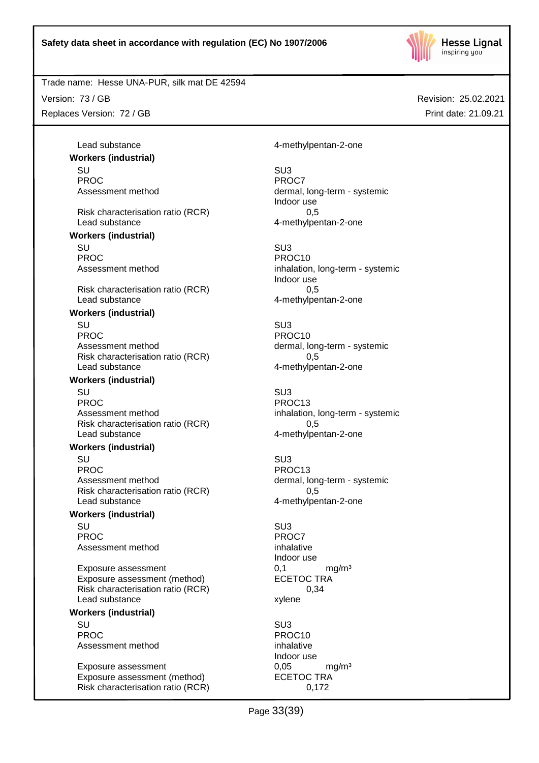| | |
|---|---|
| Lead substance | 4-methylpentan-2-one |

**Workers (industrial)**

| | |
|---|---|
| SU | SU3 |
| PROC | PROC7 |
| Assessment method | dermal, long-term - systemic<br>Indoor use |
| Risk characterisation ratio (RCR) | 0,5 |
| Lead substance | 4-methylpentan-2-one |

**Workers (industrial)**

| | |
|---|---|
| SU | SU3 |
| PROC | PROC10 |
| Assessment method | inhalation, long-term - systemic<br>Indoor use |
| Risk characterisation ratio (RCR) | 0,5 |
| Lead substance | 4-methylpentan-2-one |

**Workers (industrial)**

| | |
|---|---|
| SU | SU3 |
| PROC | PROC10 |
| Assessment method | dermal, long-term - systemic |
| Risk characterisation ratio (RCR) | 0,5 |
| Lead substance | 4-methylpentan-2-one |

**Workers (industrial)**

| | |
|---|---|
| SU | SU3 |
| PROC | PROC13 |
| Assessment method | inhalation, long-term - systemic |
| Risk characterisation ratio (RCR) | 0,5 |
| Lead substance | 4-methylpentan-2-one |

**Workers (industrial)**

| | |
|---|---|
| SU | SU3 |
| PROC | PROC13 |
| Assessment method | dermal, long-term - systemic |
| Risk characterisation ratio (RCR) | 0,5 |
| Lead substance | 4-methylpentan-2-one |

**Workers (industrial)**

| | |
|---|---|
| SU | SU3 |
| PROC | PROC7 |
| Assessment method | inhalative<br>Indoor use |
| Exposure assessment | 0,1 mg/m³ |
| Exposure assessment (method) | ECETOC TRA |
| Risk characterisation ratio (RCR) | 0,34 |
| Lead substance | xylene |

**Workers (industrial)**

| | |
|---|---|
| SU | SU3 |
| PROC | PROC10 |
| Assessment method | inhalative<br>Indoor use |
| Exposure assessment | 0,05 mg/m³ |
| Exposure assessment (method) | ECETOC TRA |
| Risk characterisation ratio (RCR) | 0,172 |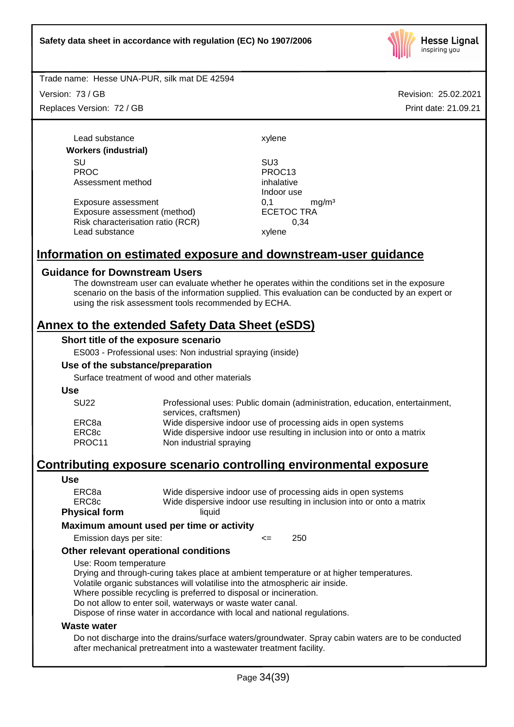| | |
|---|---|
| Lead substance | xylene |
| **Workers (industrial)** | |
| SU | SU3 |
| PROC | PROC13 |
| Assessment method | inhalative<br>Indoor use |
| Exposure assessment | 0,1 mg/m³ |
| Exposure assessment (method) | ECETOC TRA |
| Risk characterisation ratio (RCR) | 0,34 |
| Lead substance | xylene |

# Information on estimated exposure and downstream-user guidance

## Guidance for Downstream Users

The downstream user can evaluate whether he operates within the conditions set in the exposure scenario on the basis of the information supplied. This evaluation can be conducted by an expert or using the risk assessment tools recommended by ECHA.

# Annex to the extended Safety Data Sheet (eSDS)

### Short title of the exposure scenario

ES003 - Professional uses: Non industrial spraying (inside)

### Use of the substance/preparation

Surface treatment of wood and other materials

### Use

| | |
|---|---|
| SU22 | Professional uses: Public domain (administration, education, entertainment, services, craftsmen) |
| ERC8a | Wide dispersive indoor use of processing aids in open systems |
| ERC8c | Wide dispersive indoor use resulting in inclusion into or onto a matrix |
| PROC11 | Non industrial spraying |

# Contributing exposure scenario controlling environmental exposure

### Use

| | |
|---|---|
| ERC8a | Wide dispersive indoor use of processing aids in open systems |
| ERC8c | Wide dispersive indoor use resulting in inclusion into or onto a matrix |

**Physical form** liquid

### Maximum amount used per time or activity

Emission days per site: <= 250

### Other relevant operational conditions

Use: Room temperature
Drying and through-curing takes place at ambient temperature or at higher temperatures.
Volatile organic substances will volatilise into the atmospheric air inside.
Where possible recycling is preferred to disposal or incineration.
Do not allow to enter soil, waterways or waste water canal.
Dispose of rinse water in accordance with local and national regulations.

### Waste water

Do not discharge into the drains/surface waters/groundwater. Spray cabin waters are to be conducted after mechanical pretreatment into a wastewater treatment facility.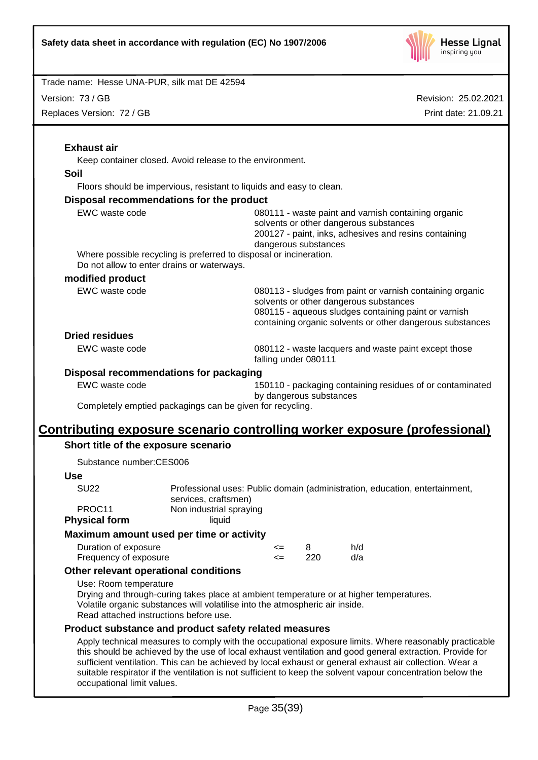**Exhaust air**

Keep container closed. Avoid release to the environment.

**Soil**

Floors should be impervious, resistant to liquids and easy to clean.

**Disposal recommendations for the product**

| | |
|---|---|
| EWC waste code | 080111 - waste paint and varnish containing organic solvents or other dangerous substances<br>200127 - paint, inks, adhesives and resins containing dangerous substances |

Where possible recycling is preferred to disposal or incineration.
Do not allow to enter drains or waterways.

**modified product**

| | |
|---|---|
| EWC waste code | 080113 - sludges from paint or varnish containing organic solvents or other dangerous substances<br>080115 - aqueous sludges containing paint or varnish containing organic solvents or other dangerous substances |

**Dried residues**

| | |
|---|---|
| EWC waste code | 080112 - waste lacquers and waste paint except those falling under 080111 |

**Disposal recommendations for packaging**

| | |
|---|---|
| EWC waste code | 150110 - packaging containing residues of or contaminated by dangerous substances |

Completely emptied packagings can be given for recycling.

## Contributing exposure scenario controlling worker exposure (professional)

**Short title of the exposure scenario**

Substance number:CES006

**Use**

| | |
|---|---|
| SU22 | Professional uses: Public domain (administration, education, entertainment, services, craftsmen) |
| PROC11 | Non industrial spraying |

**Physical form** liquid

**Maximum amount used per time or activity**

| | | | |
|---|---|---|---|
| Duration of exposure | <= | 8 | h/d |
| Frequency of exposure | <= | 220 | d/a |

**Other relevant operational conditions**

Use: Room temperature
Drying and through-curing takes place at ambient temperature or at higher temperatures.
Volatile organic substances will volatilise into the atmospheric air inside.
Read attached instructions before use.

**Product substance and product safety related measures**

Apply technical measures to comply with the occupational exposure limits. Where reasonably practicable this should be achieved by the use of local exhaust ventilation and good general extraction. Provide for sufficient ventilation. This can be achieved by local exhaust or general exhaust air collection. Wear a suitable respirator if the ventilation is not sufficient to keep the solvent vapour concentration below the occupational limit values.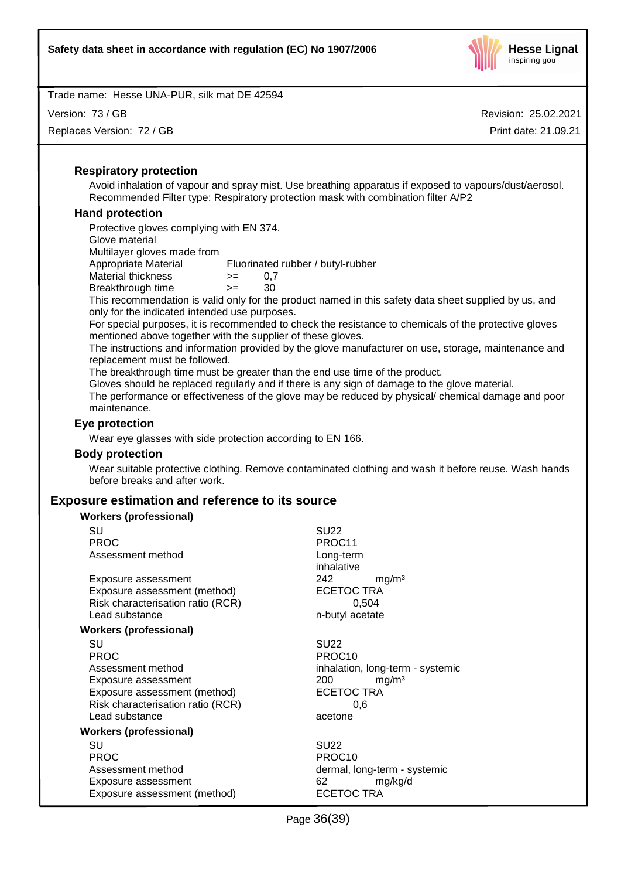### Respiratory protection

Avoid inhalation of vapour and spray mist. Use breathing apparatus if exposed to vapours/dust/aerosol. Recommended Filter type: Respiratory protection mask with combination filter A/P2

### Hand protection

Protective gloves complying with EN 374.

Glove material

Multilayer gloves made from

| | | |
|---|---|---|
| Appropriate Material | | Fluorinated rubber / butyl-rubber |
| Material thickness | >= | 0,7 |
| Breakthrough time | >= | 30 |

This recommendation is valid only for the product named in this safety data sheet supplied by us, and only for the indicated intended use purposes.

For special purposes, it is recommended to check the resistance to chemicals of the protective gloves mentioned above together with the supplier of these gloves.

The instructions and information provided by the glove manufacturer on use, storage, maintenance and replacement must be followed.

The breakthrough time must be greater than the end use time of the product.

Gloves should be replaced regularly and if there is any sign of damage to the glove material.

The performance or effectiveness of the glove may be reduced by physical/ chemical damage and poor maintenance.

### Eye protection

Wear eye glasses with side protection according to EN 166.

### Body protection

Wear suitable protective clothing. Remove contaminated clothing and wash it before reuse. Wash hands before breaks and after work.

## Exposure estimation and reference to its source

**Workers (professional)**

| | |
|---|---|
| SU | SU22 |
| PROC | PROC11 |
| Assessment method | Long-term inhalative |
| Exposure assessment | 242 mg/m³ |
| Exposure assessment (method) | ECETOC TRA |
| Risk characterisation ratio (RCR) | 0,504 |
| Lead substance | n-butyl acetate |

**Workers (professional)**

| | |
|---|---|
| SU | SU22 |
| PROC | PROC10 |
| Assessment method | inhalation, long-term - systemic |
| Exposure assessment | 200 mg/m³ |
| Exposure assessment (method) | ECETOC TRA |
| Risk characterisation ratio (RCR) | 0,6 |
| Lead substance | acetone |

**Workers (professional)**

| | |
|---|---|
| SU | SU22 |
| PROC | PROC10 |
| Assessment method | dermal, long-term - systemic |
| Exposure assessment | 62 mg/kg/d |
| Exposure assessment (method) | ECETOC TRA |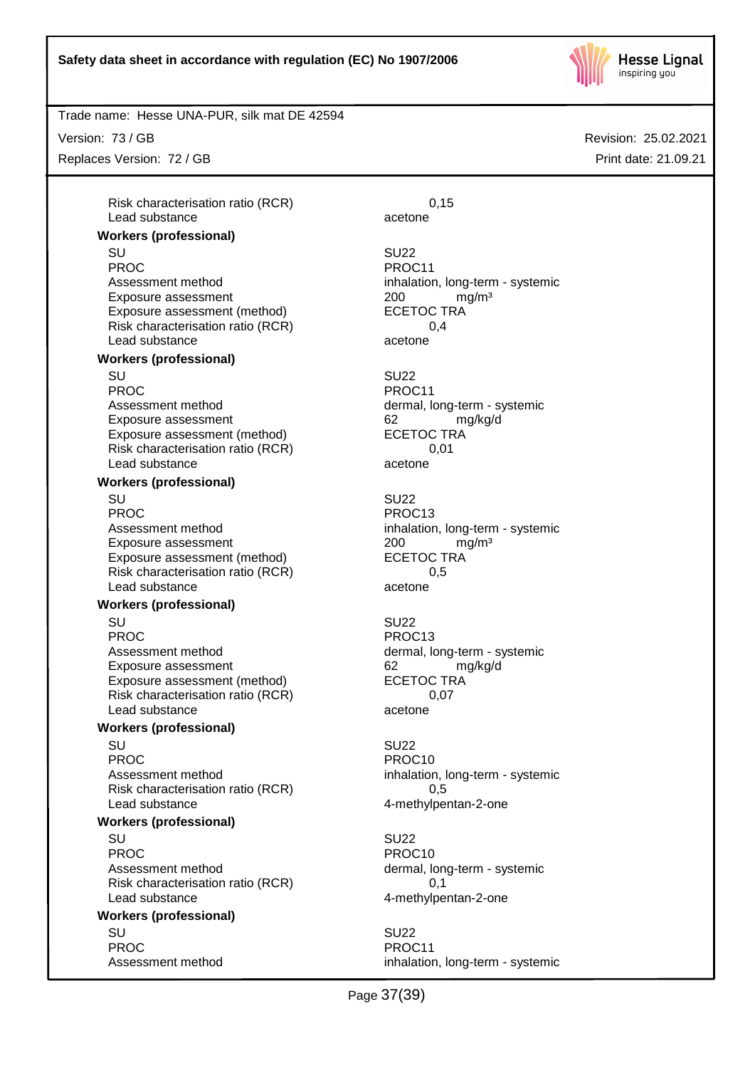| | |
|---|---|
| Risk characterisation ratio (RCR) | 0,15 |
| Lead substance | acetone |

**Workers (professional)**

| | |
|---|---|
| SU | SU22 |
| PROC | PROC11 |
| Assessment method | inhalation, long-term - systemic |
| Exposure assessment | 200 mg/m³ |
| Exposure assessment (method) | ECETOC TRA |
| Risk characterisation ratio (RCR) | 0,4 |
| Lead substance | acetone |

**Workers (professional)**

| | |
|---|---|
| SU | SU22 |
| PROC | PROC11 |
| Assessment method | dermal, long-term - systemic |
| Exposure assessment | 62 mg/kg/d |
| Exposure assessment (method) | ECETOC TRA |
| Risk characterisation ratio (RCR) | 0,01 |
| Lead substance | acetone |

**Workers (professional)**

| | |
|---|---|
| SU | SU22 |
| PROC | PROC13 |
| Assessment method | inhalation, long-term - systemic |
| Exposure assessment | 200 mg/m³ |
| Exposure assessment (method) | ECETOC TRA |
| Risk characterisation ratio (RCR) | 0,5 |
| Lead substance | acetone |

**Workers (professional)**

| | |
|---|---|
| SU | SU22 |
| PROC | PROC13 |
| Assessment method | dermal, long-term - systemic |
| Exposure assessment | 62 mg/kg/d |
| Exposure assessment (method) | ECETOC TRA |
| Risk characterisation ratio (RCR) | 0,07 |
| Lead substance | acetone |

**Workers (professional)**

| | |
|---|---|
| SU | SU22 |
| PROC | PROC10 |
| Assessment method | inhalation, long-term - systemic |
| Risk characterisation ratio (RCR) | 0,5 |
| Lead substance | 4-methylpentan-2-one |

**Workers (professional)**

| | |
|---|---|
| SU | SU22 |
| PROC | PROC10 |
| Assessment method | dermal, long-term - systemic |
| Risk characterisation ratio (RCR) | 0,1 |
| Lead substance | 4-methylpentan-2-one |

**Workers (professional)**

| | |
|---|---|
| SU | SU22 |
| PROC | PROC11 |
| Assessment method | inhalation, long-term - systemic |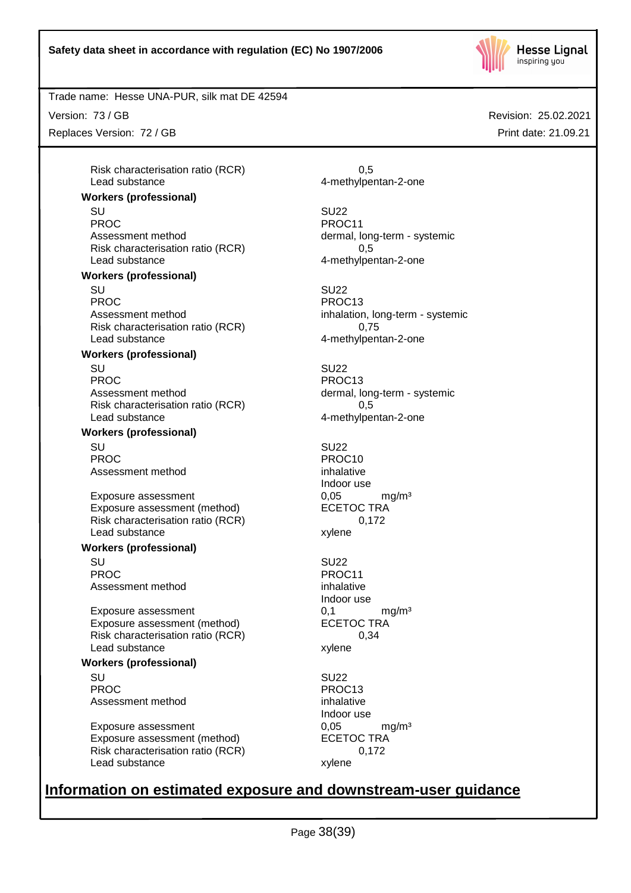| | |
|---|---|
| Risk characterisation ratio (RCR) | 0,5 |
| Lead substance | 4-methylpentan-2-one |

**Workers (professional)**

| | |
|---|---|
| SU | SU22 |
| PROC | PROC11 |
| Assessment method | dermal, long-term - systemic |
| Risk characterisation ratio (RCR) | 0,5 |
| Lead substance | 4-methylpentan-2-one |

**Workers (professional)**

| | |
|---|---|
| SU | SU22 |
| PROC | PROC13 |
| Assessment method | inhalation, long-term - systemic |
| Risk characterisation ratio (RCR) | 0,75 |
| Lead substance | 4-methylpentan-2-one |

**Workers (professional)**

| | |
|---|---|
| SU | SU22 |
| PROC | PROC13 |
| Assessment method | dermal, long-term - systemic |
| Risk characterisation ratio (RCR) | 0,5 |
| Lead substance | 4-methylpentan-2-one |

**Workers (professional)**

| | |
|---|---|
| SU | SU22 |
| PROC | PROC10 |
| Assessment method | inhalative<br>Indoor use |
| Exposure assessment | 0,05 mg/m³ |
| Exposure assessment (method) | ECETOC TRA |
| Risk characterisation ratio (RCR) | 0,172 |
| Lead substance | xylene |

**Workers (professional)**

| | |
|---|---|
| SU | SU22 |
| PROC | PROC11 |
| Assessment method | inhalative<br>Indoor use |
| Exposure assessment | 0,1 mg/m³ |
| Exposure assessment (method) | ECETOC TRA |
| Risk characterisation ratio (RCR) | 0,34 |
| Lead substance | xylene |

**Workers (professional)**

| | |
|---|---|
| SU | SU22 |
| PROC | PROC13 |
| Assessment method | inhalative<br>Indoor use |
| Exposure assessment | 0,05 mg/m³ |
| Exposure assessment (method) | ECETOC TRA |
| Risk characterisation ratio (RCR) | 0,172 |
| Lead substance | xylene |

## Information on estimated exposure and downstream-user guidance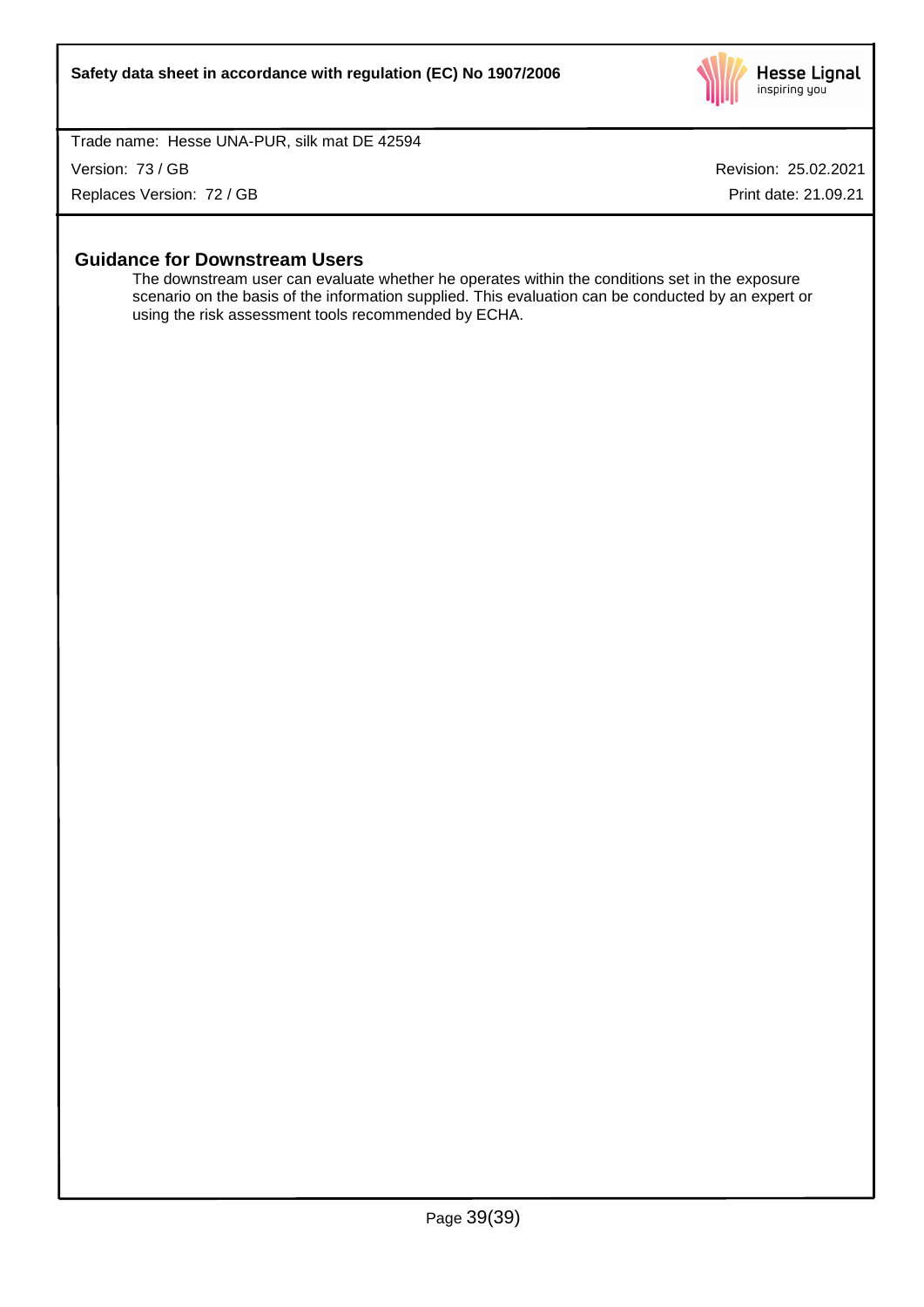## Guidance for Downstream Users

The downstream user can evaluate whether he operates within the conditions set in the exposure scenario on the basis of the information supplied. This evaluation can be conducted by an expert or using the risk assessment tools recommended by ECHA.